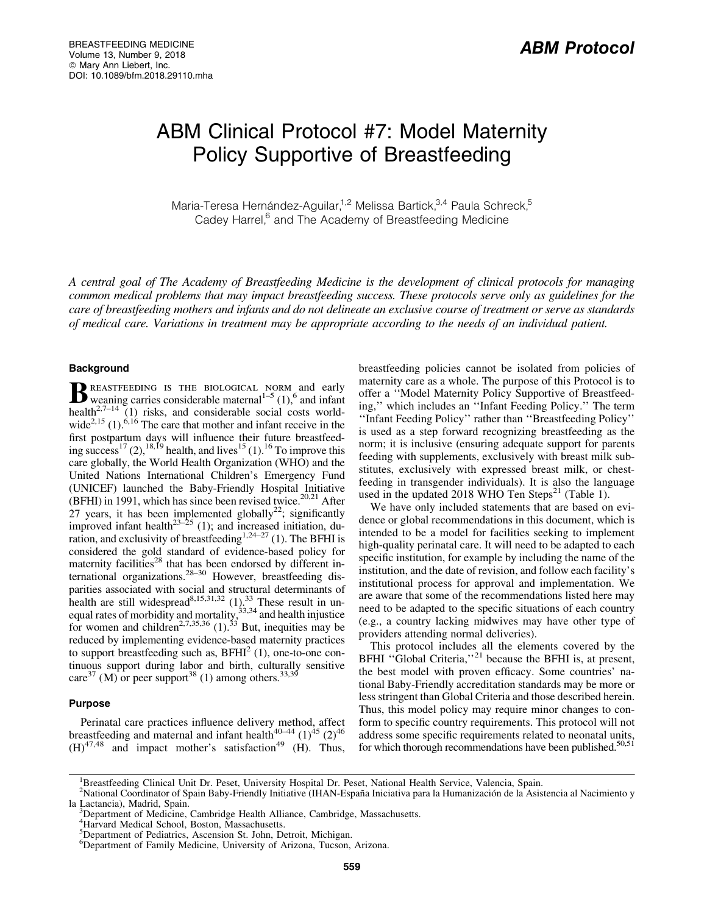# ABM Clinical Protocol #7: Model Maternity Policy Supportive of Breastfeeding

Maria-Teresa Hernández-Aguilar,[1,2] Melissa Bartick,[3,4] Paula Schreck,[5] Cadey Harrel,[6] and The Academy of Breastfeeding Medicine

*A central goal of The Academy of Breastfeeding Medicine is the development of clinical protocols for managing common medical problems that may impact breastfeeding success. These protocols serve only as guidelines for the care of breastfeeding mothers and infants and do not delineate an exclusive course of treatment or serve as standards of medical care. Variations in treatment may be appropriate according to the needs of an individual patient.*

## Background

Breastfeeding is the biological norm and early weaning carries considerable maternal[1–5] (1),[6] and infant health[2,7–14] (1) risks, and considerable social costs worldwide[2,15] (1).[6,16] The care that mother and infant receive in the first postpartum days will influence their future breastfeeding success[17] (2),[18,19] health, and lives[15] (1).[16] To improve this care globally, the World Health Organization (WHO) and the United Nations International Children's Emergency Fund (UNICEF) launched the Baby-Friendly Hospital Initiative (BFHI) in 1991, which has since been revised twice.[20,21] After 27 years, it has been implemented globally[22]; significantly improved infant health[23–25] (1); and increased initiation, duration, and exclusivity of breastfeeding[1,24–27] (1). The BFHI is considered the gold standard of evidence-based policy for maternity facilities[28] that has been endorsed by different international organizations.[28–30] However, breastfeeding disparities associated with social and structural determinants of health are still widespread[8,15,31,32] (1).[33] These result in unequal rates of morbidity and mortality,[33,34] and health injustice for women and children[2,7,35,36] (1).[33] But, inequities may be reduced by implementing evidence-based maternity practices to support breastfeeding such as, BFHI[2] (1), one-to-one continuous support during labor and birth, culturally sensitive care[37] (M) or peer support[38] (1) among others.[33,39]

## Purpose

Perinatal care practices influence delivery method, affect breastfeeding and maternal and infant health[40–44] (1)[45] (2)[46] (H)[47,48] and impact mother's satisfaction[49] (H). Thus, breastfeeding policies cannot be isolated from policies of maternity care as a whole. The purpose of this Protocol is to offer a ''Model Maternity Policy Supportive of Breastfeeding,'' which includes an ''Infant Feeding Policy.'' The term ''Infant Feeding Policy'' rather than ''Breastfeeding Policy'' is used as a step forward recognizing breastfeeding as the norm; it is inclusive (ensuring adequate support for parents feeding with supplements, exclusively with breast milk substitutes, exclusively with expressed breast milk, or chestfeeding in transgender individuals). It is also the language used in the updated 2018 WHO Ten Steps[21] (Table 1).

We have only included statements that are based on evidence or global recommendations in this document, which is intended to be a model for facilities seeking to implement high-quality perinatal care. It will need to be adapted to each specific institution, for example by including the name of the institution, and the date of revision, and follow each facility's institutional process for approval and implementation. We are aware that some of the recommendations listed here may need to be adapted to the specific situations of each country (e.g., a country lacking midwives may have other type of providers attending normal deliveries).

This protocol includes all the elements covered by the BFHI ''Global Criteria,''[21] because the BFHI is, at present, the best model with proven efficacy. Some countries' national Baby-Friendly accreditation standards may be more or less stringent than Global Criteria and those described herein. Thus, this model policy may require minor changes to conform to specific country requirements. This protocol will not address some specific requirements related to neonatal units, for which thorough recommendations have been published.[50,51]

---

[1]Breastfeeding Clinical Unit Dr. Peset, University Hospital Dr. Peset, National Health Service, Valencia, Spain.
[2]National Coordinator of Spain Baby-Friendly Initiative (IHAN-España Iniciativa para la Humanización de la Asistencia al Nacimiento y la Lactancia), Madrid, Spain.
[3]Department of Medicine, Cambridge Health Alliance, Cambridge, Massachusetts.
[4]Harvard Medical School, Boston, Massachusetts.
[5]Department of Pediatrics, Ascension St. John, Detroit, Michigan.
[6]Department of Family Medicine, University of Arizona, Tucson, Arizona.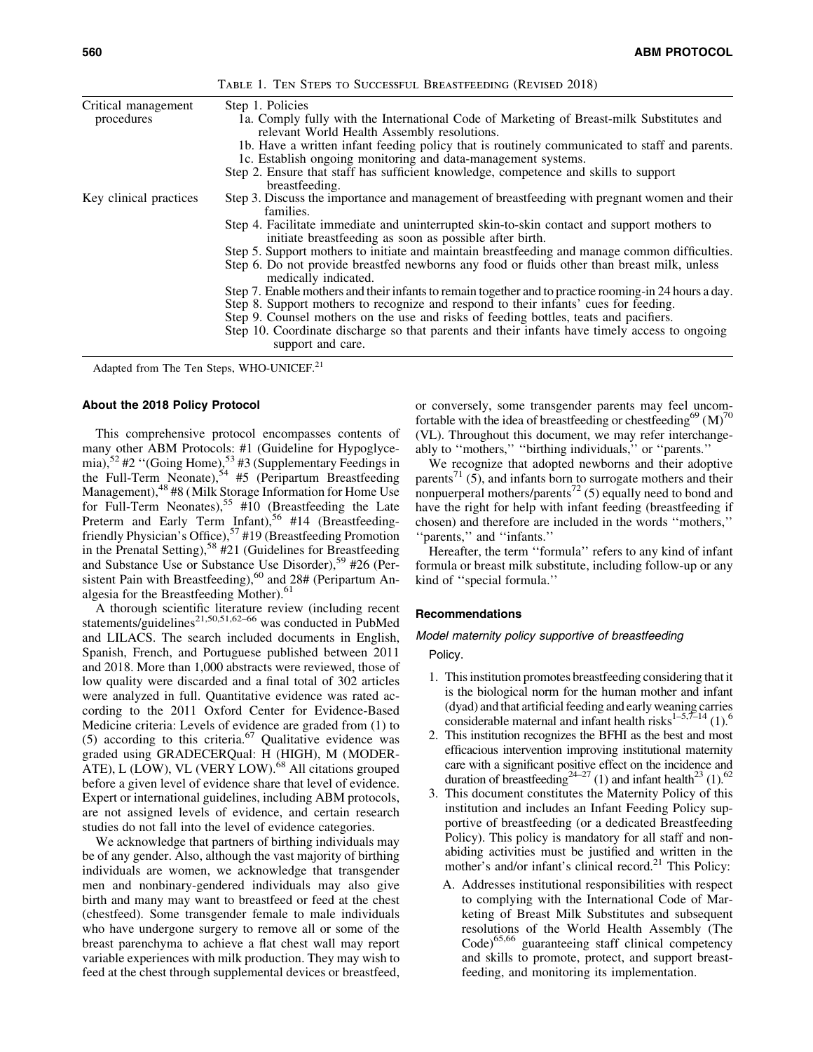Table 1. Ten Steps to Successful Breastfeeding (Revised 2018)

| | |
|---|---|
| Critical management procedures | Step 1. Policies<br>1a. Comply fully with the International Code of Marketing of Breast-milk Substitutes and relevant World Health Assembly resolutions.<br>1b. Have a written infant feeding policy that is routinely communicated to staff and parents.<br>1c. Establish ongoing monitoring and data-management systems.<br>Step 2. Ensure that staff has sufficient knowledge, competence and skills to support breastfeeding. |
| Key clinical practices | Step 3. Discuss the importance and management of breastfeeding with pregnant women and their families.<br>Step 4. Facilitate immediate and uninterrupted skin-to-skin contact and support mothers to initiate breastfeeding as soon as possible after birth.<br>Step 5. Support mothers to initiate and maintain breastfeeding and manage common difficulties.<br>Step 6. Do not provide breastfed newborns any food or fluids other than breast milk, unless medically indicated.<br>Step 7. Enable mothers and their infants to remain together and to practice rooming-in 24 hours a day.<br>Step 8. Support mothers to recognize and respond to their infants' cues for feeding.<br>Step 9. Counsel mothers on the use and risks of feeding bottles, teats and pacifiers.<br>Step 10. Coordinate discharge so that parents and their infants have timely access to ongoing support and care. |

Adapted from The Ten Steps, WHO-UNICEF.[21]

### About the 2018 Policy Protocol

This comprehensive protocol encompasses contents of many other ABM Protocols: #1 (Guideline for Hypoglycemia),[52] #2 ''(Going Home),[53] #3 (Supplementary Feedings in the Full-Term Neonate),[54] #5 (Peripartum Breastfeeding Management),[48] #8 (Milk Storage Information for Home Use for Full-Term Neonates),[55] #10 (Breastfeeding the Late Preterm and Early Term Infant),[56] #14 (Breastfeeding-friendly Physician's Office),[57] #19 (Breastfeeding Promotion in the Prenatal Setting),[58] #21 (Guidelines for Breastfeeding and Substance Use or Substance Use Disorder),[59] #26 (Persistent Pain with Breastfeeding),[60] and 28# (Peripartum Analgesia for the Breastfeeding Mother).[61]

A thorough scientific literature review (including recent statements/guidelines[21,50,51,62–66] was conducted in PubMed and LILACS. The search included documents in English, Spanish, French, and Portuguese published between 2011 and 2018. More than 1,000 abstracts were reviewed, those of low quality were discarded and a final total of 302 articles were analyzed in full. Quantitative evidence was rated according to the 2011 Oxford Center for Evidence-Based Medicine criteria: Levels of evidence are graded from (1) to (5) according to this criteria.[67] Qualitative evidence was graded using GRADECERQual: H (HIGH), M (MODERATE), L (LOW), VL (VERY LOW).[68] All citations grouped before a given level of evidence share that level of evidence. Expert or international guidelines, including ABM protocols, are not assigned levels of evidence, and certain research studies do not fall into the level of evidence categories.

We acknowledge that partners of birthing individuals may be of any gender. Also, although the vast majority of birthing individuals are women, we acknowledge that transgender men and nonbinary-gendered individuals may also give birth and many may want to breastfeed or feed at the chest (chestfeed). Some transgender female to male individuals who have undergone surgery to remove all or some of the breast parenchyma to achieve a flat chest wall may report variable experiences with milk production. They may wish to feed at the chest through supplemental devices or breastfeed, or conversely, some transgender parents may feel uncomfortable with the idea of breastfeeding or chestfeeding[69] (M)[70] (VL). Throughout this document, we may refer interchangeably to ''mothers,'' ''birthing individuals,'' or ''parents.''

We recognize that adopted newborns and their adoptive parents[71] (5), and infants born to surrogate mothers and their nonpuerperal mothers/parents[72] (5) equally need to bond and have the right for help with infant feeding (breastfeeding if chosen) and therefore are included in the words ''mothers,'' ''parents,'' and ''infants.''

Hereafter, the term ''formula'' refers to any kind of infant formula or breast milk substitute, including follow-up or any kind of ''special formula.''

### Recommendations

#### *Model maternity policy supportive of breastfeeding*

Policy.

1. This institution promotes breastfeeding considering that it is the biological norm for the human mother and infant (dyad) and that artificial feeding and early weaning carries considerable maternal and infant health risks[1–5,7–14] (1).[6]
2. This institution recognizes the BFHI as the best and most efficacious intervention improving institutional maternity care with a significant positive effect on the incidence and duration of breastfeeding[24–27] (1) and infant health[23] (1).[62]
3. This document constitutes the Maternity Policy of this institution and includes an Infant Feeding Policy supportive of breastfeeding (or a dedicated Breastfeeding Policy). This policy is mandatory for all staff and nonabiding activities must be justified and written in the mother's and/or infant's clinical record.[21] This Policy:
   A. Addresses institutional responsibilities with respect to complying with the International Code of Marketing of Breast Milk Substitutes and subsequent resolutions of the World Health Assembly (The Code)[65,66] guaranteeing staff clinical competency and skills to promote, protect, and support breastfeeding, and monitoring its implementation.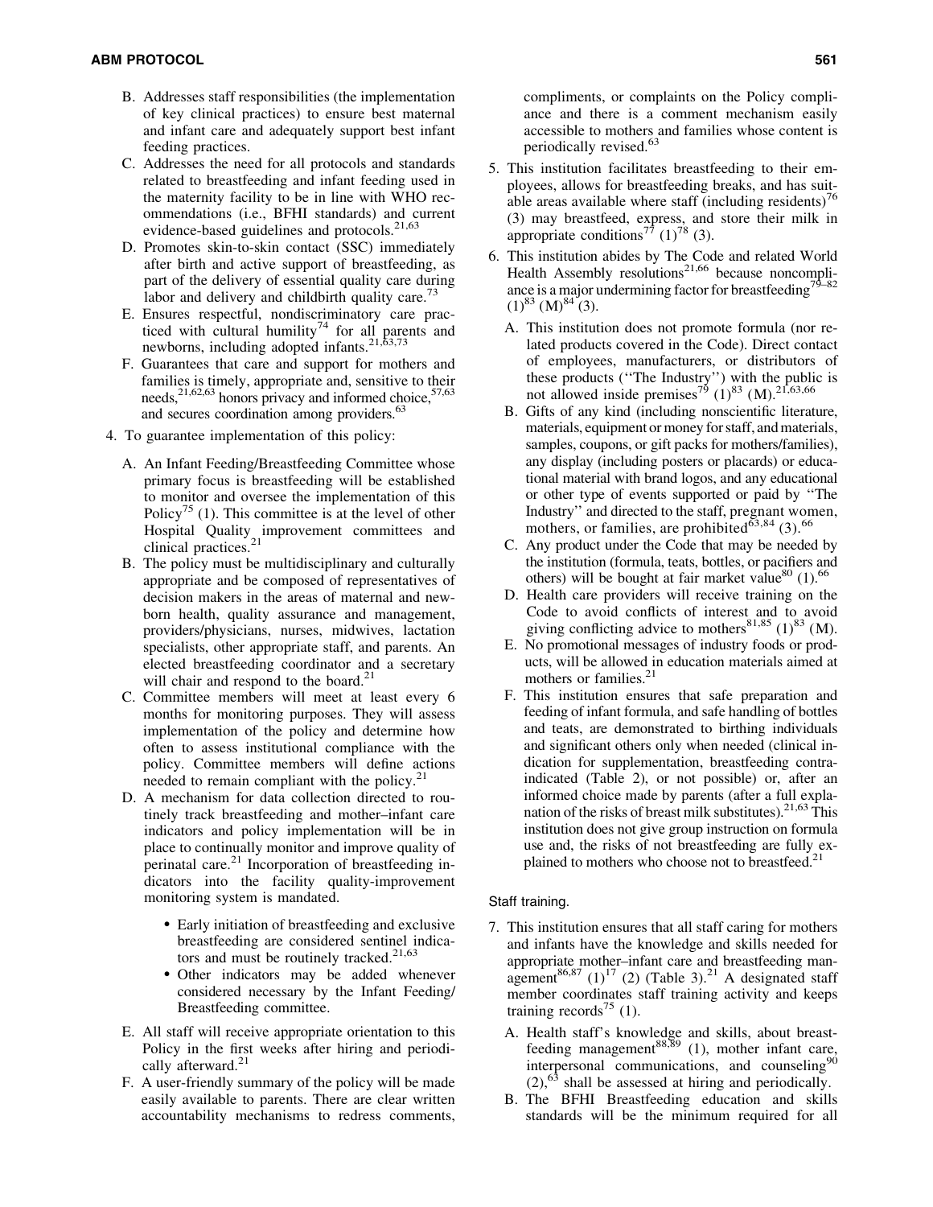B. Addresses staff responsibilities (the implementation of key clinical practices) to ensure best maternal and infant care and adequately support best infant feeding practices.

C. Addresses the need for all protocols and standards related to breastfeeding and infant feeding used in the maternity facility to be in line with WHO recommendations (i.e., BFHI standards) and current evidence-based guidelines and protocols.[21,63]

D. Promotes skin-to-skin contact (SSC) immediately after birth and active support of breastfeeding, as part of the delivery of essential quality care during labor and delivery and childbirth quality care.[73]

E. Ensures respectful, nondiscriminatory care practiced with cultural humility[74] for all parents and newborns, including adopted infants.[21,63,73]

F. Guarantees that care and support for mothers and families is timely, appropriate and, sensitive to their needs,[21,62,63] honors privacy and informed choice,[57,63] and secures coordination among providers.[63]

4. To guarantee implementation of this policy:

   A. An Infant Feeding/Breastfeeding Committee whose primary focus is breastfeeding will be established to monitor and oversee the implementation of this Policy[75] (1). This committee is at the level of other Hospital Quality improvement committees and clinical practices.[21]

   B. The policy must be multidisciplinary and culturally appropriate and be composed of representatives of decision makers in the areas of maternal and newborn health, quality assurance and management, providers/physicians, nurses, midwives, lactation specialists, other appropriate staff, and parents. An elected breastfeeding coordinator and a secretary will chair and respond to the board.[21]

   C. Committee members will meet at least every 6 months for monitoring purposes. They will assess implementation of the policy and determine how often to assess institutional compliance with the policy. Committee members will define actions needed to remain compliant with the policy.[21]

   D. A mechanism for data collection directed to routinely track breastfeeding and mother–infant care indicators and policy implementation will be in place to continually monitor and improve quality of perinatal care.[21] Incorporation of breastfeeding indicators into the facility quality-improvement monitoring system is mandated.

      - Early initiation of breastfeeding and exclusive breastfeeding are considered sentinel indicators and must be routinely tracked.[21,63]
      - Other indicators may be added whenever considered necessary by the Infant Feeding/Breastfeeding committee.

   E. All staff will receive appropriate orientation to this Policy in the first weeks after hiring and periodically afterward.[21]

   F. A user-friendly summary of the policy will be made easily available to parents. There are clear written accountability mechanisms to redress comments, compliments, or complaints on the Policy compliance and there is a comment mechanism easily accessible to mothers and families whose content is periodically revised.[63]

5. This institution facilitates breastfeeding to their employees, allows for breastfeeding breaks, and has suitable areas available where staff (including residents)[76] (3) may breastfeed, express, and store their milk in appropriate conditions[77] (1)[78] (3).

6. This institution abides by The Code and related World Health Assembly resolutions[21,66] because noncompliance is a major undermining factor for breastfeeding[79–82] (1)[83] (M)[84] (3).

   A. This institution does not promote formula (nor related products covered in the Code). Direct contact of employees, manufacturers, or distributors of these products ("The Industry") with the public is not allowed inside premises[79] (1)[83] (M).[21,63,66]

   B. Gifts of any kind (including nonscientific literature, materials, equipment or money for staff, and materials, samples, coupons, or gift packs for mothers/families), any display (including posters or placards) or educational material with brand logos, and any educational or other type of events supported or paid by "The Industry" and directed to the staff, pregnant women, mothers, or families, are prohibited[63,84] (3).[66]

   C. Any product under the Code that may be needed by the institution (formula, teats, bottles, or pacifiers and others) will be bought at fair market value[80] (1).[66]

   D. Health care providers will receive training on the Code to avoid conflicts of interest and to avoid giving conflicting advice to mothers[81,85] (1)[83] (M).

   E. No promotional messages of industry foods or products, will be allowed in education materials aimed at mothers or families.[21]

   F. This institution ensures that safe preparation and feeding of infant formula, and safe handling of bottles and teats, are demonstrated to birthing individuals and significant others only when needed (clinical indication for supplementation, breastfeeding contraindicated (Table 2), or not possible) or, after an informed choice made by parents (after a full explanation of the risks of breast milk substitutes).[21,63] This institution does not give group instruction on formula use and, the risks of not breastfeeding are fully explained to mothers who choose not to breastfeed.[21]

### Staff training.

7. This institution ensures that all staff caring for mothers and infants have the knowledge and skills needed for appropriate mother–infant care and breastfeeding management[86,87] (1)[17] (2) (Table 3).[21] A designated staff member coordinates staff training activity and keeps training records[75] (1).

   A. Health staff's knowledge and skills, about breastfeeding management[88,89] (1), mother infant care, interpersonal communications, and counseling[90] (2),[63] shall be assessed at hiring and periodically.

   B. The BFHI Breastfeeding education and skills standards will be the minimum required for all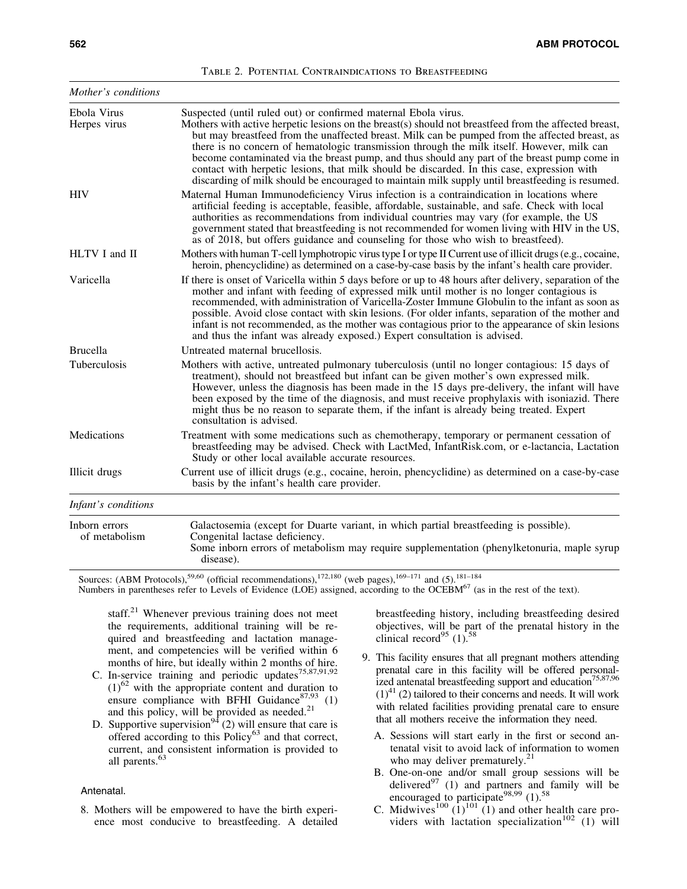TABLE 2. POTENTIAL CONTRAINDICATIONS TO BREASTFEEDING

| | |
|---|---|
| *Mother's conditions* | |
| Ebola Virus | Suspected (until ruled out) or confirmed maternal Ebola virus. |
| Herpes virus | Mothers with active herpetic lesions on the breast(s) should not breastfeed from the affected breast, but may breastfeed from the unaffected breast. Milk can be pumped from the affected breast, as there is no concern of hematologic transmission through the milk itself. However, milk can become contaminated via the breast pump, and thus should any part of the breast pump come in contact with herpetic lesions, that milk should be discarded. In this case, expression with discarding of milk should be encouraged to maintain milk supply until breastfeeding is resumed. |
| HIV | Maternal Human Immunodeficiency Virus infection is a contraindication in locations where artificial feeding is acceptable, feasible, affordable, sustainable, and safe. Check with local authorities as recommendations from individual countries may vary (for example, the US government stated that breastfeeding is not recommended for women living with HIV in the US, as of 2018, but offers guidance and counseling for those who wish to breastfeed). |
| HLTV I and II | Mothers with human T-cell lymphotropic virus type I or type II Current use of illicit drugs (e.g., cocaine, heroin, phencyclidine) as determined on a case-by-case basis by the infant's health care provider. |
| Varicella | If there is onset of Varicella within 5 days before or up to 48 hours after delivery, separation of the mother and infant with feeding of expressed milk until mother is no longer contagious is recommended, with administration of Varicella-Zoster Immune Globulin to the infant as soon as possible. Avoid close contact with skin lesions. (For older infants, separation of the mother and infant is not recommended, as the mother was contagious prior to the appearance of skin lesions and thus the infant was already exposed.) Expert consultation is advised. |
| Brucella | Untreated maternal brucellosis. |
| Tuberculosis | Mothers with active, untreated pulmonary tuberculosis (until no longer contagious: 15 days of treatment), should not breastfeed but infant can be given mother's own expressed milk. However, unless the diagnosis has been made in the 15 days pre-delivery, the infant will have been exposed by the time of the diagnosis, and must receive prophylaxis with isoniazid. There might thus be no reason to separate them, if the infant is already being treated. Expert consultation is advised. |
| Medications | Treatment with some medications such as chemotherapy, temporary or permanent cessation of breastfeeding may be advised. Check with LactMed, InfantRisk.com, or e-lactancia, Lactation Study or other local available accurate resources. |
| Illicit drugs | Current use of illicit drugs (e.g., cocaine, heroin, phencyclidine) as determined on a case-by-case basis by the infant's health care provider. |
| *Infant's conditions* | |
| Inborn errors of metabolism | Galactosemia (except for Duarte variant, in which partial breastfeeding is possible).<br>Congenital lactase deficiency.<br>Some inborn errors of metabolism may require supplementation (phenylketonuria, maple syrup disease). |

Sources: (ABM Protocols),[59,60] (official recommendations),[172,180] (web pages),[169–171] and (5).[181–184]
Numbers in parentheses refer to Levels of Evidence (LOE) assigned, according to the OCEBM[67] (as in the rest of the text).

staff.[21] Whenever previous training does not meet the requirements, additional training will be required and breastfeeding and lactation management, and competencies will be verified within 6 months of hire, but ideally within 2 months of hire.

C. In-service training and periodic updates[75,87,91,92] (1)[62] with the appropriate content and duration to ensure compliance with BFHI Guidance[87,93] (1) and this policy, will be provided as needed.[21]

D. Supportive supervision[94] (2) will ensure that care is offered according to this Policy[63] and that correct, current, and consistent information is provided to all parents.[63]

#### Antenatal.

8. Mothers will be empowered to have the birth experience most conducive to breastfeeding. A detailed breastfeeding history, including breastfeeding desired objectives, will be part of the prenatal history in the clinical record[95] (1).[58]

9. This facility ensures that all pregnant mothers attending prenatal care in this facility will be offered personalized antenatal breastfeeding support and education[75,87,96] (1)[41] (2) tailored to their concerns and needs. It will work with related facilities providing prenatal care to ensure that all mothers receive the information they need.

   A. Sessions will start early in the first or second antenatal visit to avoid lack of information to women who may deliver prematurely.[21]

   B. One-on-one and/or small group sessions will be delivered[97] (1) and partners and family will be encouraged to participate[98,99] (1).[58]

   C. Midwives[100] (1)[101] (1) and other health care providers with lactation specialization[102] (1) will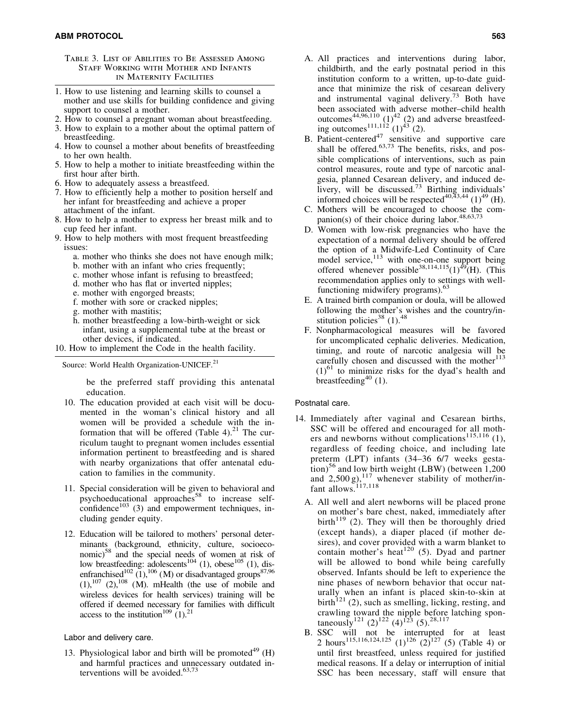Table 3. List of Abilities to Be Assessed Among Staff Working with Mother and Infants in Maternity Facilities

1. How to use listening and learning skills to counsel a mother and use skills for building confidence and giving support to counsel a mother.
2. How to counsel a pregnant woman about breastfeeding.
3. How to explain to a mother about the optimal pattern of breastfeeding.
4. How to counsel a mother about benefits of breastfeeding to her own health.
5. How to help a mother to initiate breastfeeding within the first hour after birth.
6. How to adequately assess a breastfeed.
7. How to efficiently help a mother to position herself and her infant for breastfeeding and achieve a proper attachment of the infant.
8. How to help a mother to express her breast milk and to cup feed her infant.
9. How to help mothers with most frequent breastfeeding issues:
   a. mother who thinks she does not have enough milk;
   b. mother with an infant who cries frequently;
   c. mother whose infant is refusing to breastfeed;
   d. mother who has flat or inverted nipples;
   e. mother with engorged breasts;
   f. mother with sore or cracked nipples;
   g. mother with mastitis;
   h. mother breastfeeding a low-birth-weight or sick infant, using a supplemental tube at the breast or other devices, if indicated.
10. How to implement the Code in the health facility.

Source: World Health Organization-UNICEF.[21]

be the preferred staff providing this antenatal education.

10. The education provided at each visit will be documented in the woman's clinical history and all women will be provided a schedule with the information that will be offered (Table 4).[21] The curriculum taught to pregnant women includes essential information pertinent to breastfeeding and is shared with nearby organizations that offer antenatal education to families in the community.

11. Special consideration will be given to behavioral and psychoeducational approaches[58] to increase self-confidence[103] (3) and empowerment techniques, including gender equity.

12. Education will be tailored to mothers' personal determinants (background, ethnicity, culture, socioeconomic)[58] and the special needs of women at risk of low breastfeeding: adolescents[104] (1), obese[105] (1), disenfranchised[102] (1),[106] (M) or disadvantaged groups[87,96] (1),[107] (2),[108] (M). mHealth (the use of mobile and wireless devices for health services) training will be offered if deemed necessary for families with difficult access to the institution[109] (1).[21]

### Labor and delivery care.

13. Physiological labor and birth will be promoted[49] (H) and harmful practices and unnecessary outdated interventions will be avoided.[63,73]
   A. All practices and interventions during labor, childbirth, and the early postnatal period in this institution conform to a written, up-to-date guidance that minimize the risk of cesarean delivery and instrumental vaginal delivery.[73] Both have been associated with adverse mother–child health outcomes[44,96,110] (1)[42] (2) and adverse breastfeeding outcomes[111,112] (1)[43] (2).
   B. Patient-centered[47] sensitive and supportive care shall be offered.[63,73] The benefits, risks, and possible complications of interventions, such as pain control measures, route and type of narcotic analgesia, planned Cesarean delivery, and induced delivery, will be discussed.[73] Birthing individuals' informed choices will be respected[40,43,44] (1)[49] (H).
   C. Mothers will be encouraged to choose the companion(s) of their choice during labor.[48,63,73]
   D. Women with low-risk pregnancies who have the expectation of a normal delivery should be offered the option of a Midwife-Led Continuity of Care model service,[113] with one-on-one support being offered whenever possible[38,114,115](1)[49](H). (This recommendation applies only to settings with well-functioning midwifery programs).[63]
   E. A trained birth companion or doula, will be allowed following the mother's wishes and the country/institution policies[38] (1).[48]
   F. Nonpharmacological measures will be favored for uncomplicated cephalic deliveries. Medication, timing, and route of narcotic analgesia will be carefully chosen and discussed with the mother[113] (1)[61] to minimize risks for the dyad's health and breastfeeding[40] (1).

### Postnatal care.

14. Immediately after vaginal and Cesarean births, SSC will be offered and encouraged for all mothers and newborns without complications[115,116] (1), regardless of feeding choice, and including late preterm (LPT) infants (34–36 6/7 weeks gestation)[56] and low birth weight (LBW) (between 1,200 and 2,500 g),[117] whenever stability of mother/infant allows.[117,118]
   A. All well and alert newborns will be placed prone on mother's bare chest, naked, immediately after birth[119] (2). They will then be thoroughly dried (except hands), a diaper placed (if mother desires), and cover provided with a warm blanket to contain mother's heat[120] (5). Dyad and partner will be allowed to bond while being carefully observed. Infants should be left to experience the nine phases of newborn behavior that occur naturally when an infant is placed skin-to-skin at birth[121] (2), such as smelling, licking, resting, and crawling toward the nipple before latching spontaneously[121] (2)[122] (4)[123] (5).[28,117]
   B. SSC will not be interrupted for at least 2 hours[115,116,124,125] (1)[126] (2)[127] (5) (Table 4) or until first breastfeed, unless required for justified medical reasons. If a delay or interruption of initial SSC has been necessary, staff will ensure that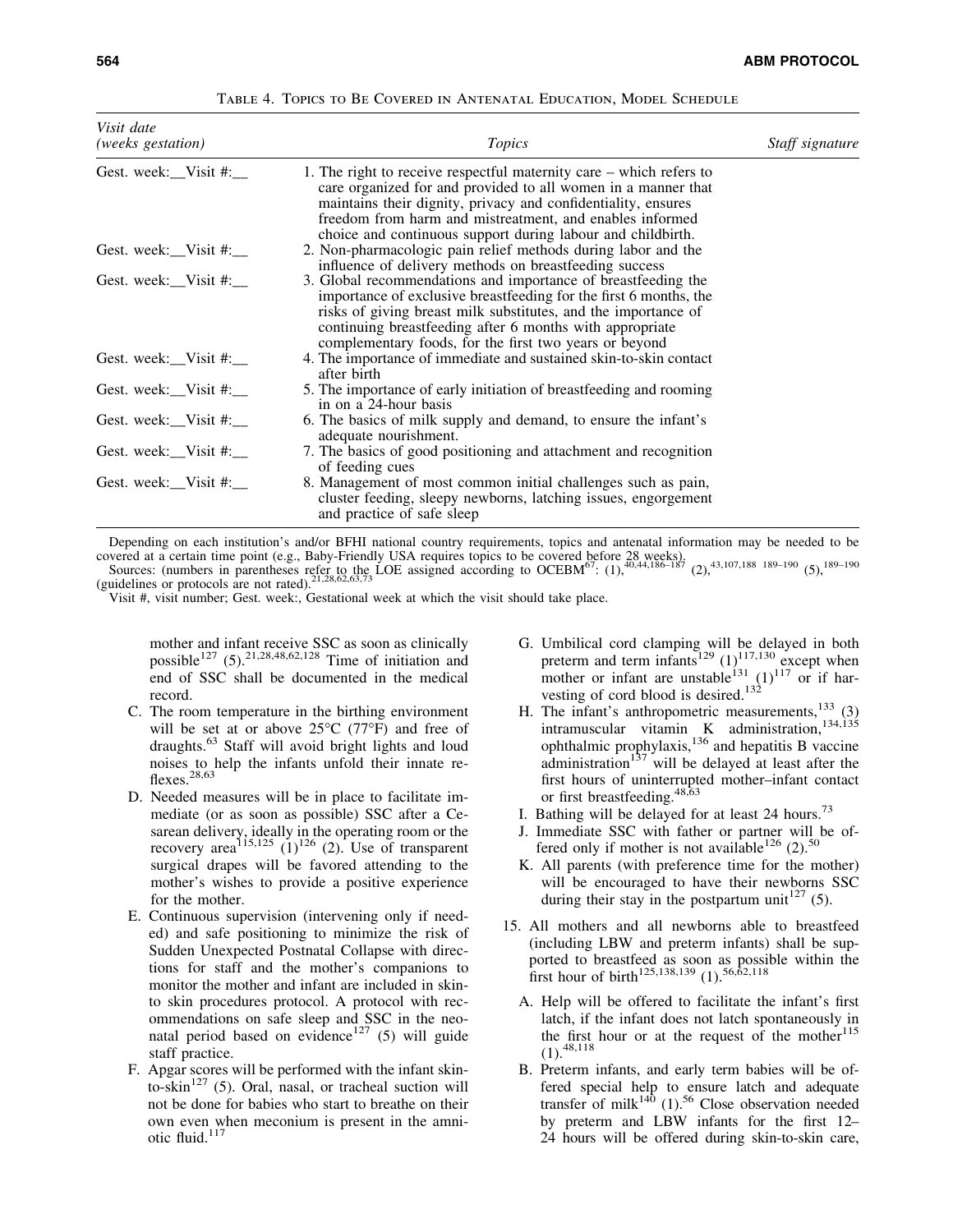Table 4. Topics to Be Covered in Antenatal Education, Model Schedule

| Visit date (weeks gestation) | Topics | Staff signature |
|---|---|---|
| Gest. week:__Visit #:__ | 1. The right to receive respectful maternity care – which refers to care organized for and provided to all women in a manner that maintains their dignity, privacy and confidentiality, ensures freedom from harm and mistreatment, and enables informed choice and continuous support during labour and childbirth. | |
| Gest. week:__Visit #:__ | 2. Non-pharmacologic pain relief methods during labor and the influence of delivery methods on breastfeeding success | |
| Gest. week:__Visit #:__ | 3. Global recommendations and importance of breastfeeding the importance of exclusive breastfeeding for the first 6 months, the risks of giving breast milk substitutes, and the importance of continuing breastfeeding after 6 months with appropriate complementary foods, for the first two years or beyond | |
| Gest. week:__Visit #:__ | 4. The importance of immediate and sustained skin-to-skin contact after birth | |
| Gest. week:__Visit #:__ | 5. The importance of early initiation of breastfeeding and rooming in on a 24-hour basis | |
| Gest. week:__Visit #:__ | 6. The basics of milk supply and demand, to ensure the infant's adequate nourishment. | |
| Gest. week:__Visit #:__ | 7. The basics of good positioning and attachment and recognition of feeding cues | |
| Gest. week:__Visit #:__ | 8. Management of most common initial challenges such as pain, cluster feeding, sleepy newborns, latching issues, engorgement and practice of safe sleep | |

Depending on each institution's and/or BFHI national country requirements, topics and antenatal information may be needed to be covered at a certain time point (e.g., Baby-Friendly USA requires topics to be covered before 28 weeks).

Sources: (numbers in parentheses refer to the LOE assigned according to OCEBM[67]: (1),[40,44,186–187] (2),[43,107,188 189–190] (5),[189–190] (guidelines or protocols are not rated).[21,28,62,63,73]

Visit #, visit number; Gest. week:, Gestational week at which the visit should take place.

mother and infant receive SSC as soon as clinically possible[127] (5).[21,28,48,62,128] Time of initiation and end of SSC shall be documented in the medical record.

C. The room temperature in the birthing environment will be set at or above 25°C (77°F) and free of draughts.[63] Staff will avoid bright lights and loud noises to help the infants unfold their innate reflexes.[28,63]

D. Needed measures will be in place to facilitate immediate (or as soon as possible) SSC after a Cesarean delivery, ideally in the operating room or the recovery area[115,125] (1)[126] (2). Use of transparent surgical drapes will be favored attending to the mother's wishes to provide a positive experience for the mother.

E. Continuous supervision (intervening only if needed) and safe positioning to minimize the risk of Sudden Unexpected Postnatal Collapse with directions for staff and the mother's companions to monitor the mother and infant are included in skin-to skin procedures protocol. A protocol with recommendations on safe sleep and SSC in the neonatal period based on evidence[127] (5) will guide staff practice.

F. Apgar scores will be performed with the infant skin-to-skin[127] (5). Oral, nasal, or tracheal suction will not be done for babies who start to breathe on their own even when meconium is present in the amniotic fluid.[117]

G. Umbilical cord clamping will be delayed in both preterm and term infants[129] (1)[117,130] except when mother or infant are unstable[131] (1)[117] or if harvesting of cord blood is desired.[132]

H. The infant's anthropometric measurements,[133] (3) intramuscular vitamin K administration,[134,135] ophthalmic prophylaxis,[136] and hepatitis B vaccine administration[137] will be delayed at least after the first hours of uninterrupted mother–infant contact or first breastfeeding.[48,63]

I. Bathing will be delayed for at least 24 hours.[73]

J. Immediate SSC with father or partner will be offered only if mother is not available[126] (2).[50]

K. All parents (with preference time for the mother) will be encouraged to have their newborns SSC during their stay in the postpartum unit[127] (5).

15. All mothers and all newborns able to breastfeed (including LBW and preterm infants) shall be supported to breastfeed as soon as possible within the first hour of birth[125,138,139] (1).[56,62,118]

A. Help will be offered to facilitate the infant's first latch, if the infant does not latch spontaneously in the first hour or at the request of the mother[115] (1).[48,118]

B. Preterm infants, and early term babies will be offered special help to ensure latch and adequate transfer of milk[140] (1).[56] Close observation needed by preterm and LBW infants for the first 12–24 hours will be offered during skin-to-skin care,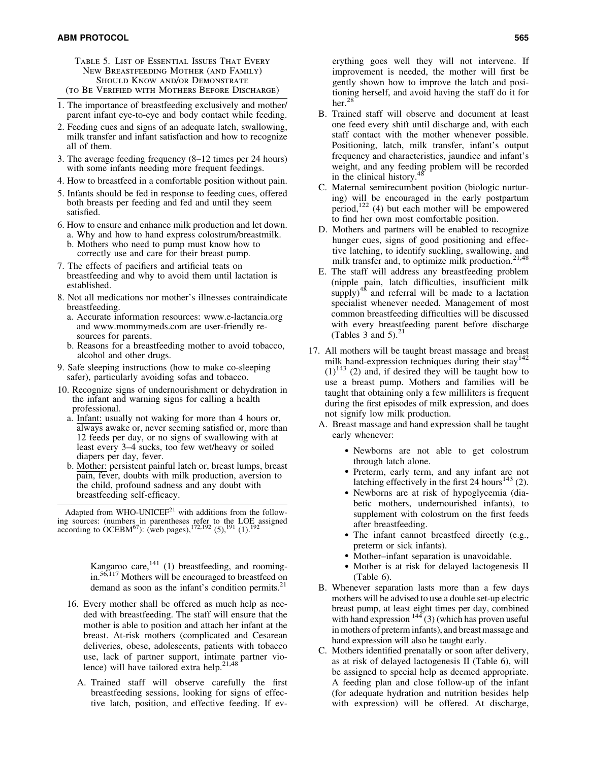Table 5. List of Essential Issues That Every New Breastfeeding Mother (and Family) Should Know and/or Demonstrate (to Be Verified with Mothers Before Discharge)

1. The importance of breastfeeding exclusively and mother/parent infant eye-to-eye and body contact while feeding.
2. Feeding cues and signs of an adequate latch, swallowing, milk transfer and infant satisfaction and how to recognize all of them.
3. The average feeding frequency (8–12 times per 24 hours) with some infants needing more frequent feedings.
4. How to breastfeed in a comfortable position without pain.
5. Infants should be fed in response to feeding cues, offered both breasts per feeding and fed and until they seem satisfied.
6. How to ensure and enhance milk production and let down.
   a. Why and how to hand express colostrum/breastmilk.
   b. Mothers who need to pump must know how to correctly use and care for their breast pump.
7. The effects of pacifiers and artificial teats on breastfeeding and why to avoid them until lactation is established.
8. Not all medications nor mother's illnesses contraindicate breastfeeding.
   a. Accurate information resources: www.e-lactancia.org and www.mommymeds.com are user-friendly resources for parents.
   b. Reasons for a breastfeeding mother to avoid tobacco, alcohol and other drugs.
9. Safe sleeping instructions (how to make co-sleeping safer), particularly avoiding sofas and tobacco.
10. Recognize signs of undernourishment or dehydration in the infant and warning signs for calling a health professional.
    a. Infant: usually not waking for more than 4 hours or, always awake or, never seeming satisfied or, more than 12 feeds per day, or no signs of swallowing with at least every 3–4 sucks, too few wet/heavy or soiled diapers per day, fever.
    b. Mother: persistent painful latch or, breast lumps, breast pain, fever, doubts with milk production, aversion to the child, profound sadness and any doubt with breastfeeding self-efficacy.

Adapted from WHO-UNICEF[21] with additions from the following sources: (numbers in parentheses refer to the LOE assigned according to OCEBM[67]): (web pages),[172,192] (5),[191] (1).[192]

Kangaroo care,[141] (1) breastfeeding, and rooming-in.[56,117] Mothers will be encouraged to breastfeed on demand as soon as the infant's condition permits.[21]

16. Every mother shall be offered as much help as needed with breastfeeding. The staff will ensure that the mother is able to position and attach her infant at the breast. At-risk mothers (complicated and Cesarean deliveries, obese, adolescents, patients with tobacco use, lack of partner support, intimate partner violence) will have tailored extra help.[21,48]

    A. Trained staff will observe carefully the first breastfeeding sessions, looking for signs of effective latch, position, and effective feeding. If everything goes well they will not intervene. If improvement is needed, the mother will first be gently shown how to improve the latch and positioning herself, and avoid having the staff do it for her.[28]
    B. Trained staff will observe and document at least one feed every shift until discharge and, with each staff contact with the mother whenever possible. Positioning, latch, milk transfer, infant's output frequency and characteristics, jaundice and infant's weight, and any feeding problem will be recorded in the clinical history.[48]
    C. Maternal semirecumbent position (biologic nurturing) will be encouraged in the early postpartum period,[122] (4) but each mother will be empowered to find her own most comfortable position.
    D. Mothers and partners will be enabled to recognize hunger cues, signs of good positioning and effective latching, to identify suckling, swallowing, and milk transfer and, to optimize milk production.[21,48]
    E. The staff will address any breastfeeding problem (nipple pain, latch difficulties, insufficient milk supply)[48] and referral will be made to a lactation specialist whenever needed. Management of most common breastfeeding difficulties will be discussed with every breastfeeding parent before discharge (Tables 3 and 5).[21]

17. All mothers will be taught breast massage and breast milk hand-expression techniques during their stay[142] (1)[143] (2) and, if desired they will be taught how to use a breast pump. Mothers and families will be taught that obtaining only a few milliliters is frequent during the first episodes of milk expression, and does not signify low milk production.

    A. Breast massage and hand expression shall be taught early whenever:
       - Newborns are not able to get colostrum through latch alone.
       - Preterm, early term, and any infant are not latching effectively in the first 24 hours[143] (2).
       - Newborns are at risk of hypoglycemia (diabetic mothers, undernourished infants), to supplement with colostrum on the first feeds after breastfeeding.
       - The infant cannot breastfeed directly (e.g., preterm or sick infants).
       - Mother–infant separation is unavoidable.
       - Mother is at risk for delayed lactogenesis II (Table 6).
    B. Whenever separation lasts more than a few days mothers will be advised to use a double set-up electric breast pump, at least eight times per day, combined with hand expression [144] (3) (which has proven useful in mothers of preterm infants), and breast massage and hand expression will also be taught early.
    C. Mothers identified prenatally or soon after delivery, as at risk of delayed lactogenesis II (Table 6), will be assigned to special help as deemed appropriate. A feeding plan and close follow-up of the infant (for adequate hydration and nutrition besides help with expression) will be offered. At discharge,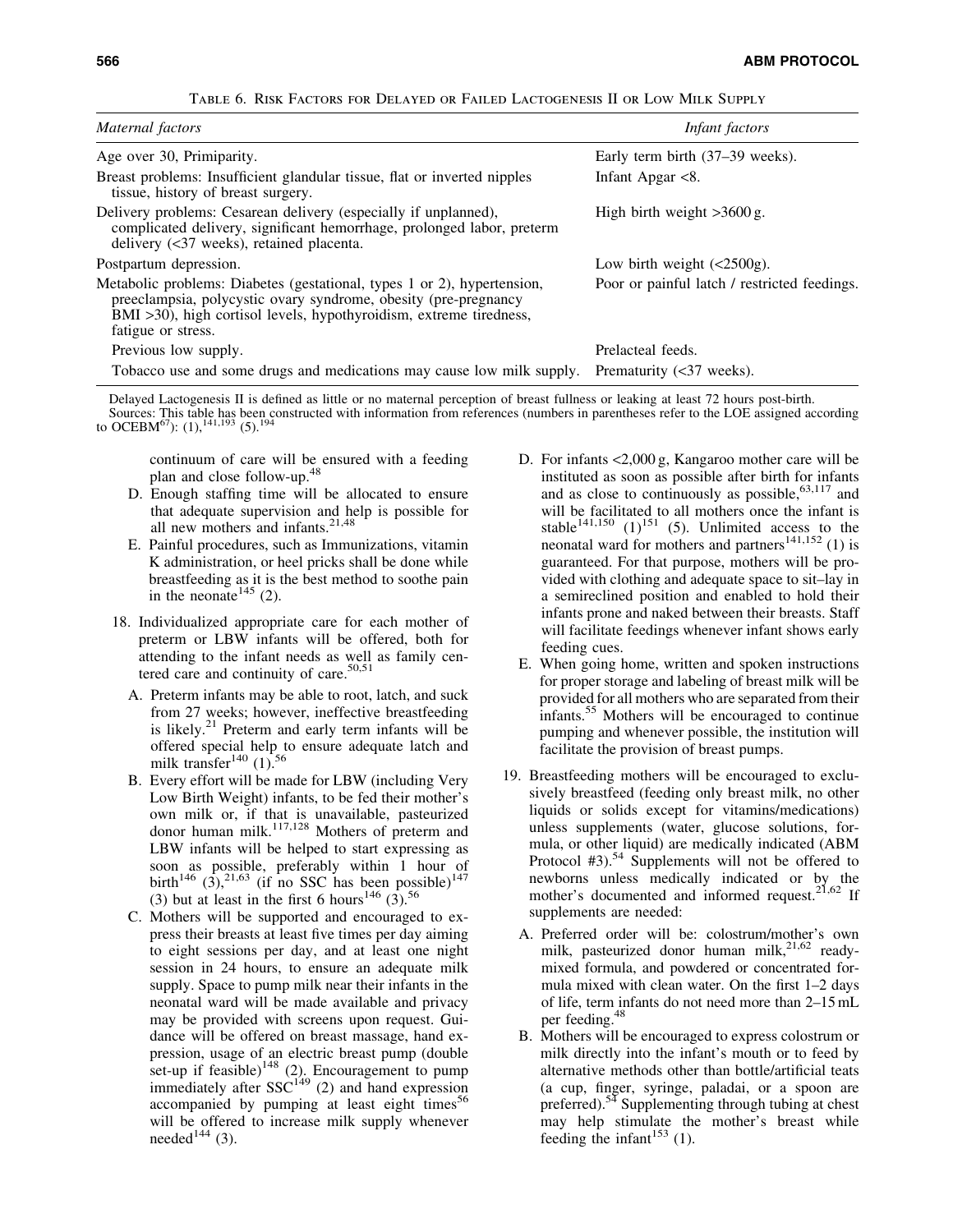Table 6. Risk Factors for Delayed or Failed Lactogenesis II or Low Milk Supply

| *Maternal factors* | *Infant factors* |
| --- | --- |
| Age over 30, Primiparity. | Early term birth (37–39 weeks). |
| Breast problems: Insufficient glandular tissue, flat or inverted nipples tissue, history of breast surgery. | Infant Apgar <8. |
| Delivery problems: Cesarean delivery (especially if unplanned), complicated delivery, significant hemorrhage, prolonged labor, preterm delivery (<37 weeks), retained placenta. | High birth weight >3600 g. |
| Postpartum depression. | Low birth weight (<2500g). |
| Metabolic problems: Diabetes (gestational, types 1 or 2), hypertension, preeclampsia, polycystic ovary syndrome, obesity (pre-pregnancy BMI >30), high cortisol levels, hypothyroidism, extreme tiredness, fatigue or stress. | Poor or painful latch / restricted feedings. |
| Previous low supply. | Prelacteal feeds. |
| Tobacco use and some drugs and medications may cause low milk supply. | Prematurity (<37 weeks). |

Delayed Lactogenesis II is defined as little or no maternal perception of breast fullness or leaking at least 72 hours post-birth.
Sources: This table has been constructed with information from references (numbers in parentheses refer to the LOE assigned according to OCEBM[67]): (1),[141,193] (5).[194]

continuum of care will be ensured with a feeding plan and close follow-up.[48]

- D. Enough staffing time will be allocated to ensure that adequate supervision and help is possible for all new mothers and infants.[21,48]
- E. Painful procedures, such as Immunizations, vitamin K administration, or heel pricks shall be done while breastfeeding as it is the best method to soothe pain in the neonate[145] (2).

18. Individualized appropriate care for each mother of preterm or LBW infants will be offered, both for attending to the infant needs as well as family centered care and continuity of care.[50,51]
   - A. Preterm infants may be able to root, latch, and suck from 27 weeks; however, ineffective breastfeeding is likely.[21] Preterm and early term infants will be offered special help to ensure adequate latch and milk transfer[140] (1).[56]
   - B. Every effort will be made for LBW (including Very Low Birth Weight) infants, to be fed their mother's own milk or, if that is unavailable, pasteurized donor human milk.[117,128] Mothers of preterm and LBW infants will be helped to start expressing as soon as possible, preferably within 1 hour of birth[146] (3),[21,63] (if no SSC has been possible)[147] (3) but at least in the first 6 hours[146] (3).[56]
   - C. Mothers will be supported and encouraged to express their breasts at least five times per day aiming to eight sessions per day, and at least one night session in 24 hours, to ensure an adequate milk supply. Space to pump milk near their infants in the neonatal ward will be made available and privacy may be provided with screens upon request. Guidance will be offered on breast massage, hand expression, usage of an electric breast pump (double set-up if feasible)[148] (2). Encouragement to pump immediately after SSC[149] (2) and hand expression accompanied by pumping at least eight times[56] will be offered to increase milk supply whenever needed[144] (3).
   - D. For infants <2,000 g, Kangaroo mother care will be instituted as soon as possible after birth for infants and as close to continuously as possible,[63,117] and will be facilitated to all mothers once the infant is stable[141,150] (1)[151] (5). Unlimited access to the neonatal ward for mothers and partners[141,152] (1) is guaranteed. For that purpose, mothers will be provided with clothing and adequate space to sit–lay in a semireclined position and enabled to hold their infants prone and naked between their breasts. Staff will facilitate feedings whenever infant shows early feeding cues.
   - E. When going home, written and spoken instructions for proper storage and labeling of breast milk will be provided for all mothers who are separated from their infants.[55] Mothers will be encouraged to continue pumping and whenever possible, the institution will facilitate the provision of breast pumps.

19. Breastfeeding mothers will be encouraged to exclusively breastfeed (feeding only breast milk, no other liquids or solids except for vitamins/medications) unless supplements (water, glucose solutions, formula, or other liquid) are medically indicated (ABM Protocol #3).[54] Supplements will not be offered to newborns unless medically indicated or by the mother's documented and informed request.[21,62] If supplements are needed:
   - A. Preferred order will be: colostrum/mother's own milk, pasteurized donor human milk,[21,62] ready-mixed formula, and powdered or concentrated formula mixed with clean water. On the first 1–2 days of life, term infants do not need more than 2–15 mL per feeding.[48]
   - B. Mothers will be encouraged to express colostrum or milk directly into the infant's mouth or to feed by alternative methods other than bottle/artificial teats (a cup, finger, syringe, paladai, or a spoon are preferred).[54] Supplementing through tubing at chest may help stimulate the mother's breast while feeding the infant[153] (1).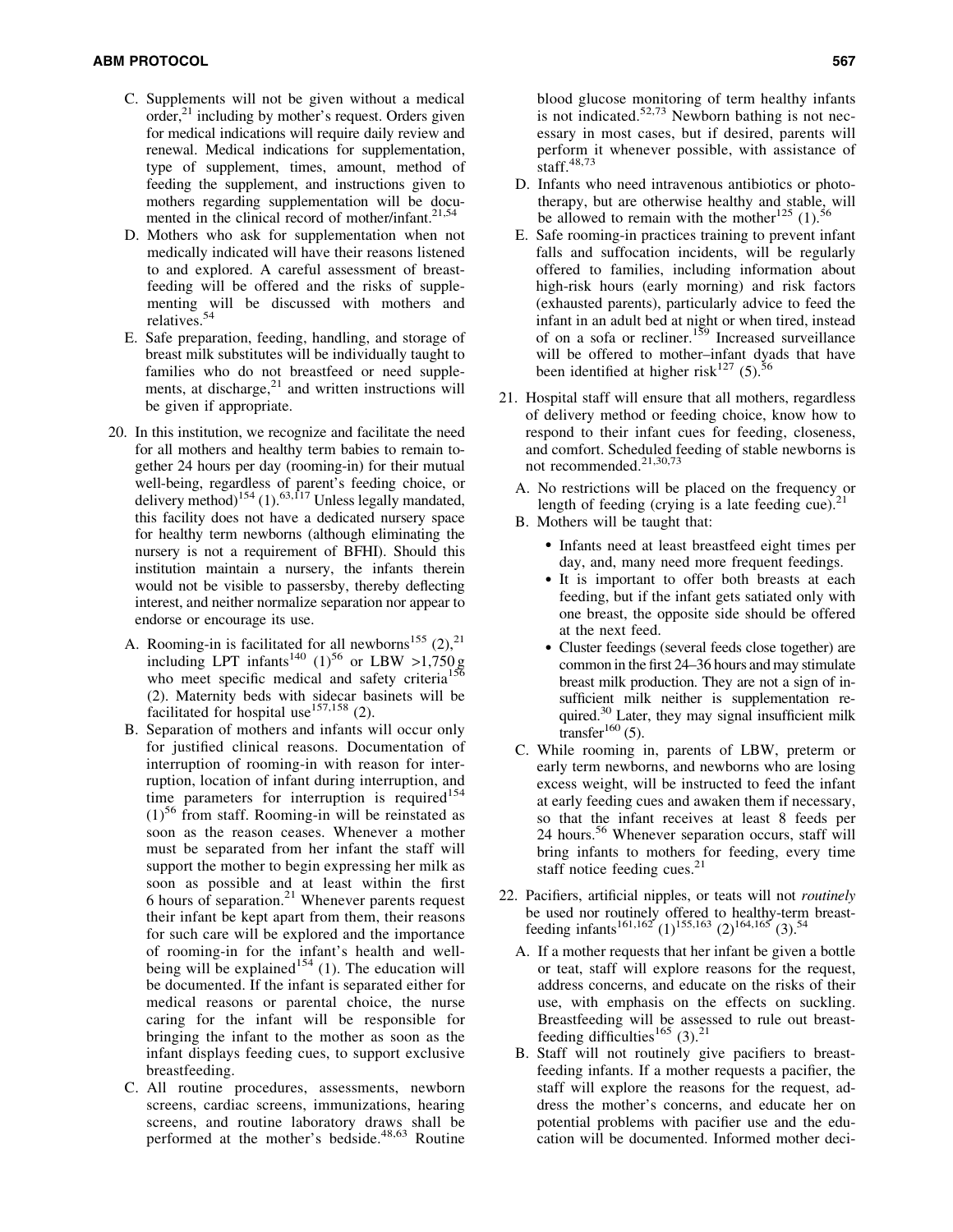C. Supplements will not be given without a medical order,[21] including by mother's request. Orders given for medical indications will require daily review and renewal. Medical indications for supplementation, type of supplement, times, amount, method of feeding the supplement, and instructions given to mothers regarding supplementation will be documented in the clinical record of mother/infant.[21,54]

D. Mothers who ask for supplementation when not medically indicated will have their reasons listened to and explored. A careful assessment of breastfeeding will be offered and the risks of supplementing will be discussed with mothers and relatives.[54]

E. Safe preparation, feeding, handling, and storage of breast milk substitutes will be individually taught to families who do not breastfeed or need supplements, at discharge,[21] and written instructions will be given if appropriate.

20. In this institution, we recognize and facilitate the need for all mothers and healthy term babies to remain together 24 hours per day (rooming-in) for their mutual well-being, regardless of parent's feeding choice, or delivery method)[154] (1).[63,117] Unless legally mandated, this facility does not have a dedicated nursery space for healthy term newborns (although eliminating the nursery is not a requirement of BFHI). Should this institution maintain a nursery, the infants therein would not be visible to passersby, thereby deflecting interest, and neither normalize separation nor appear to endorse or encourage its use.

    A. Rooming-in is facilitated for all newborns[155] (2),[21] including LPT infants[140] (1)[56] or LBW >1,750 g who meet specific medical and safety criteria[156] (2). Maternity beds with sidecar basinets will be facilitated for hospital use[157,158] (2).

    B. Separation of mothers and infants will occur only for justified clinical reasons. Documentation of interruption of rooming-in with reason for interruption, location of infant during interruption, and time parameters for interruption is required[154] (1)[56] from staff. Rooming-in will be reinstated as soon as the reason ceases. Whenever a mother must be separated from her infant the staff will support the mother to begin expressing her milk as soon as possible and at least within the first 6 hours of separation.[21] Whenever parents request their infant be kept apart from them, their reasons for such care will be explored and the importance of rooming-in for the infant's health and well-being will be explained[154] (1). The education will be documented. If the infant is separated either for medical reasons or parental choice, the nurse caring for the infant will be responsible for bringing the infant to the mother as soon as the infant displays feeding cues, to support exclusive breastfeeding.

    C. All routine procedures, assessments, newborn screens, cardiac screens, immunizations, hearing screens, and routine laboratory draws shall be performed at the mother's bedside.[48,63] Routine blood glucose monitoring of term healthy infants is not indicated.[52,73] Newborn bathing is not necessary in most cases, but if desired, parents will perform it whenever possible, with assistance of staff.[48,73]

    D. Infants who need intravenous antibiotics or phototherapy, but are otherwise healthy and stable, will be allowed to remain with the mother[125] (1).[56]

    E. Safe rooming-in practices training to prevent infant falls and suffocation incidents, will be regularly offered to families, including information about high-risk hours (early morning) and risk factors (exhausted parents), particularly advice to feed the infant in an adult bed at night or when tired, instead of on a sofa or recliner.[159] Increased surveillance will be offered to mother–infant dyads that have been identified at higher risk[127] (5).[56]

21. Hospital staff will ensure that all mothers, regardless of delivery method or feeding choice, know how to respond to their infant cues for feeding, closeness, and comfort. Scheduled feeding of stable newborns is not recommended.[21,30,73]

    A. No restrictions will be placed on the frequency or length of feeding (crying is a late feeding cue).[21]

    B. Mothers will be taught that:

        - Infants need at least breastfeed eight times per day, and, many need more frequent feedings.
        - It is important to offer both breasts at each feeding, but if the infant gets satiated only with one breast, the opposite side should be offered at the next feed.
        - Cluster feedings (several feeds close together) are common in the first 24–36 hours and may stimulate breast milk production. They are not a sign of insufficient milk neither is supplementation required.[30] Later, they may signal insufficient milk transfer[160] (5).

    C. While rooming in, parents of LBW, preterm or early term newborns, and newborns who are losing excess weight, will be instructed to feed the infant at early feeding cues and awaken them if necessary, so that the infant receives at least 8 feeds per 24 hours.[56] Whenever separation occurs, staff will bring infants to mothers for feeding, every time staff notice feeding cues.[21]

22. Pacifiers, artificial nipples, or teats will not *routinely* be used nor routinely offered to healthy-term breastfeeding infants[161,162] (1)[155,163] (2)[164,165] (3).[54]

    A. If a mother requests that her infant be given a bottle or teat, staff will explore reasons for the request, address concerns, and educate on the risks of their use, with emphasis on the effects on suckling. Breastfeeding will be assessed to rule out breastfeeding difficulties[165] (3).[21]

    B. Staff will not routinely give pacifiers to breastfeeding infants. If a mother requests a pacifier, the staff will explore the reasons for the request, address the mother's concerns, and educate her on potential problems with pacifier use and the education will be documented. Informed mother deci-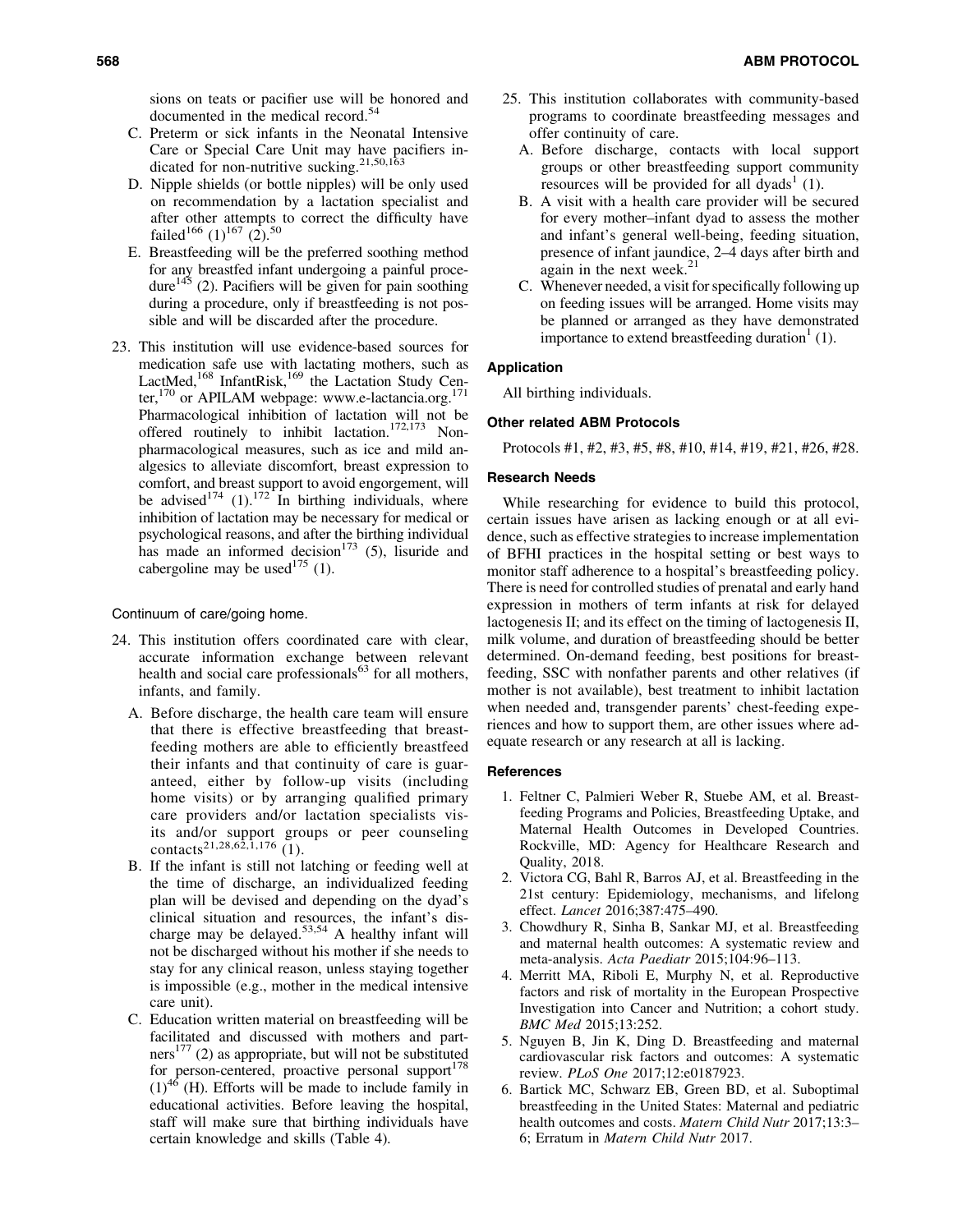sions on teats or pacifier use will be honored and documented in the medical record.[54]

C. Preterm or sick infants in the Neonatal Intensive Care or Special Care Unit may have pacifiers indicated for non-nutritive sucking.[21,50,163]

D. Nipple shields (or bottle nipples) will be only used on recommendation by a lactation specialist and after other attempts to correct the difficulty have failed[166] (1)[167] (2).[50]

E. Breastfeeding will be the preferred soothing method for any breastfed infant undergoing a painful procedure[145] (2). Pacifiers will be given for pain soothing during a procedure, only if breastfeeding is not possible and will be discarded after the procedure.

23. This institution will use evidence-based sources for medication safe use with lactating mothers, such as LactMed,[168] InfantRisk,[169] the Lactation Study Center,[170] or APILAM webpage: www.e-lactancia.org.[171] Pharmacological inhibition of lactation will not be offered routinely to inhibit lactation.[172,173] Nonpharmacological measures, such as ice and mild analgesics to alleviate discomfort, breast expression to comfort, and breast support to avoid engorgement, will be advised[174] (1).[172] In birthing individuals, where inhibition of lactation may be necessary for medical or psychological reasons, and after the birthing individual has made an informed decision[173] (5), lisuride and cabergoline may be used[175] (1).

Continuum of care/going home.

24. This institution offers coordinated care with clear, accurate information exchange between relevant health and social care professionals[63] for all mothers, infants, and family.

A. Before discharge, the health care team will ensure that there is effective breastfeeding that breastfeeding mothers are able to efficiently breastfeed their infants and that continuity of care is guaranteed, either by follow-up visits (including home visits) or by arranging qualified primary care providers and/or lactation specialists visits and/or support groups or peer counseling contacts[21,28,62,1,176] (1).

B. If the infant is still not latching or feeding well at the time of discharge, an individualized feeding plan will be devised and depending on the dyad's clinical situation and resources, the infant's discharge may be delayed.[53,54] A healthy infant will not be discharged without his mother if she needs to stay for any clinical reason, unless staying together is impossible (e.g., mother in the medical intensive care unit).

C. Education written material on breastfeeding will be facilitated and discussed with mothers and partners[177] (2) as appropriate, but will not be substituted for person-centered, proactive personal support[178] (1)[46] (H). Efforts will be made to include family in educational activities. Before leaving the hospital, staff will make sure that birthing individuals have certain knowledge and skills (Table 4).

25. This institution collaborates with community-based programs to coordinate breastfeeding messages and offer continuity of care.

A. Before discharge, contacts with local support groups or other breastfeeding support community resources will be provided for all dyads[1] (1).

B. A visit with a health care provider will be secured for every mother–infant dyad to assess the mother and infant's general well-being, feeding situation, presence of infant jaundice, 2–4 days after birth and again in the next week.[21]

C. Whenever needed, a visit for specifically following up on feeding issues will be arranged. Home visits may be planned or arranged as they have demonstrated importance to extend breastfeeding duration[1] (1).

### Application

All birthing individuals.

### Other related ABM Protocols

Protocols #1, #2, #3, #5, #8, #10, #14, #19, #21, #26, #28.

### Research Needs

While researching for evidence to build this protocol, certain issues have arisen as lacking enough or at all evidence, such as effective strategies to increase implementation of BFHI practices in the hospital setting or best ways to monitor staff adherence to a hospital's breastfeeding policy. There is need for controlled studies of prenatal and early hand expression in mothers of term infants at risk for delayed lactogenesis II; and its effect on the timing of lactogenesis II, milk volume, and duration of breastfeeding should be better determined. On-demand feeding, best positions for breastfeeding, SSC with nonfather parents and other relatives (if mother is not available), best treatment to inhibit lactation when needed and, transgender parents' chest-feeding experiences and how to support them, are other issues where adequate research or any research at all is lacking.

### References

1. Feltner C, Palmieri Weber R, Stuebe AM, et al. Breastfeeding Programs and Policies, Breastfeeding Uptake, and Maternal Health Outcomes in Developed Countries. Rockville, MD: Agency for Healthcare Research and Quality, 2018.
2. Victora CG, Bahl R, Barros AJ, et al. Breastfeeding in the 21st century: Epidemiology, mechanisms, and lifelong effect. *Lancet* 2016;387:475–490.
3. Chowdhury R, Sinha B, Sankar MJ, et al. Breastfeeding and maternal health outcomes: A systematic review and meta-analysis. *Acta Paediatr* 2015;104:96–113.
4. Merritt MA, Riboli E, Murphy N, et al. Reproductive factors and risk of mortality in the European Prospective Investigation into Cancer and Nutrition; a cohort study. *BMC Med* 2015;13:252.
5. Nguyen B, Jin K, Ding D. Breastfeeding and maternal cardiovascular risk factors and outcomes: A systematic review. *PLoS One* 2017;12:e0187923.
6. Bartick MC, Schwarz EB, Green BD, et al. Suboptimal breastfeeding in the United States: Maternal and pediatric health outcomes and costs. *Matern Child Nutr* 2017;13:3–6; Erratum in *Matern Child Nutr* 2017.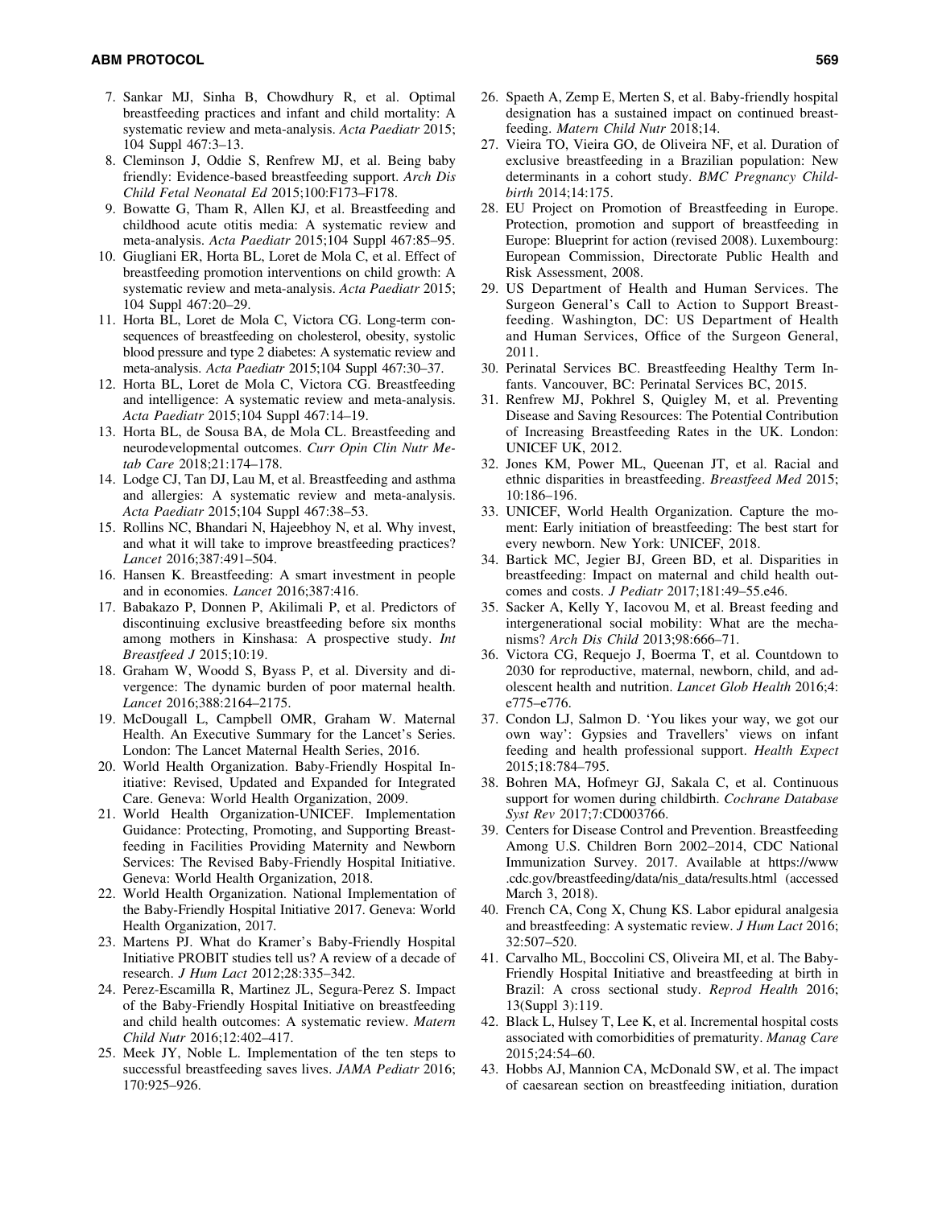7. Sankar MJ, Sinha B, Chowdhury R, et al. Optimal breastfeeding practices and infant and child mortality: A systematic review and meta-analysis. *Acta Paediatr* 2015; 104 Suppl 467:3–13.
8. Cleminson J, Oddie S, Renfrew MJ, et al. Being baby friendly: Evidence-based breastfeeding support. *Arch Dis Child Fetal Neonatal Ed* 2015;100:F173–F178.
9. Bowatte G, Tham R, Allen KJ, et al. Breastfeeding and childhood acute otitis media: A systematic review and meta-analysis. *Acta Paediatr* 2015;104 Suppl 467:85–95.
10. Giugliani ER, Horta BL, Loret de Mola C, et al. Effect of breastfeeding promotion interventions on child growth: A systematic review and meta-analysis. *Acta Paediatr* 2015; 104 Suppl 467:20–29.
11. Horta BL, Loret de Mola C, Victora CG. Long-term consequences of breastfeeding on cholesterol, obesity, systolic blood pressure and type 2 diabetes: A systematic review and meta-analysis. *Acta Paediatr* 2015;104 Suppl 467:30–37.
12. Horta BL, Loret de Mola C, Victora CG. Breastfeeding and intelligence: A systematic review and meta-analysis. *Acta Paediatr* 2015;104 Suppl 467:14–19.
13. Horta BL, de Sousa BA, de Mola CL. Breastfeeding and neurodevelopmental outcomes. *Curr Opin Clin Nutr Metab Care* 2018;21:174–178.
14. Lodge CJ, Tan DJ, Lau M, et al. Breastfeeding and asthma and allergies: A systematic review and meta-analysis. *Acta Paediatr* 2015;104 Suppl 467:38–53.
15. Rollins NC, Bhandari N, Hajeebhoy N, et al. Why invest, and what it will take to improve breastfeeding practices? *Lancet* 2016;387:491–504.
16. Hansen K. Breastfeeding: A smart investment in people and in economies. *Lancet* 2016;387:416.
17. Babakazo P, Donnen P, Akilimali P, et al. Predictors of discontinuing exclusive breastfeeding before six months among mothers in Kinshasa: A prospective study. *Int Breastfeed J* 2015;10:19.
18. Graham W, Woodd S, Byass P, et al. Diversity and divergence: The dynamic burden of poor maternal health. *Lancet* 2016;388:2164–2175.
19. McDougall L, Campbell OMR, Graham W. Maternal Health. An Executive Summary for the Lancet's Series. London: The Lancet Maternal Health Series, 2016.
20. World Health Organization. Baby-Friendly Hospital Initiative: Revised, Updated and Expanded for Integrated Care. Geneva: World Health Organization, 2009.
21. World Health Organization-UNICEF. Implementation Guidance: Protecting, Promoting, and Supporting Breastfeeding in Facilities Providing Maternity and Newborn Services: The Revised Baby-Friendly Hospital Initiative. Geneva: World Health Organization, 2018.
22. World Health Organization. National Implementation of the Baby-Friendly Hospital Initiative 2017. Geneva: World Health Organization, 2017.
23. Martens PJ. What do Kramer's Baby-Friendly Hospital Initiative PROBIT studies tell us? A review of a decade of research. *J Hum Lact* 2012;28:335–342.
24. Perez-Escamilla R, Martinez JL, Segura-Perez S. Impact of the Baby-Friendly Hospital Initiative on breastfeeding and child health outcomes: A systematic review. *Matern Child Nutr* 2016;12:402–417.
25. Meek JY, Noble L. Implementation of the ten steps to successful breastfeeding saves lives. *JAMA Pediatr* 2016; 170:925–926.
26. Spaeth A, Zemp E, Merten S, et al. Baby-friendly hospital designation has a sustained impact on continued breastfeeding. *Matern Child Nutr* 2018;14.
27. Vieira TO, Vieira GO, de Oliveira NF, et al. Duration of exclusive breastfeeding in a Brazilian population: New determinants in a cohort study. *BMC Pregnancy Childbirth* 2014;14:175.
28. EU Project on Promotion of Breastfeeding in Europe. Protection, promotion and support of breastfeeding in Europe: Blueprint for action (revised 2008). Luxembourg: European Commission, Directorate Public Health and Risk Assessment, 2008.
29. US Department of Health and Human Services. The Surgeon General's Call to Action to Support Breastfeeding. Washington, DC: US Department of Health and Human Services, Office of the Surgeon General, 2011.
30. Perinatal Services BC. Breastfeeding Healthy Term Infants. Vancouver, BC: Perinatal Services BC, 2015.
31. Renfrew MJ, Pokhrel S, Quigley M, et al. Preventing Disease and Saving Resources: The Potential Contribution of Increasing Breastfeeding Rates in the UK. London: UNICEF UK, 2012.
32. Jones KM, Power ML, Queenan JT, et al. Racial and ethnic disparities in breastfeeding. *Breastfeed Med* 2015; 10:186–196.
33. UNICEF, World Health Organization. Capture the moment: Early initiation of breastfeeding: The best start for every newborn. New York: UNICEF, 2018.
34. Bartick MC, Jegier BJ, Green BD, et al. Disparities in breastfeeding: Impact on maternal and child health outcomes and costs. *J Pediatr* 2017;181:49–55.e46.
35. Sacker A, Kelly Y, Iacovou M, et al. Breast feeding and intergenerational social mobility: What are the mechanisms? *Arch Dis Child* 2013;98:666–71.
36. Victora CG, Requejo J, Boerma T, et al. Countdown to 2030 for reproductive, maternal, newborn, child, and adolescent health and nutrition. *Lancet Glob Health* 2016;4: e775–e776.
37. Condon LJ, Salmon D. 'You likes your way, we got our own way': Gypsies and Travellers' views on infant feeding and health professional support. *Health Expect* 2015;18:784–795.
38. Bohren MA, Hofmeyr GJ, Sakala C, et al. Continuous support for women during childbirth. *Cochrane Database Syst Rev* 2017;7:CD003766.
39. Centers for Disease Control and Prevention. Breastfeeding Among U.S. Children Born 2002–2014, CDC National Immunization Survey. 2017. Available at https://www.cdc.gov/breastfeeding/data/nis_data/results.html (accessed March 3, 2018).
40. French CA, Cong X, Chung KS. Labor epidural analgesia and breastfeeding: A systematic review. *J Hum Lact* 2016; 32:507–520.
41. Carvalho ML, Boccolini CS, Oliveira MI, et al. The Baby-Friendly Hospital Initiative and breastfeeding at birth in Brazil: A cross sectional study. *Reprod Health* 2016; 13(Suppl 3):119.
42. Black L, Hulsey T, Lee K, et al. Incremental hospital costs associated with comorbidities of prematurity. *Manag Care* 2015;24:54–60.
43. Hobbs AJ, Mannion CA, McDonald SW, et al. The impact of caesarean section on breastfeeding initiation, duration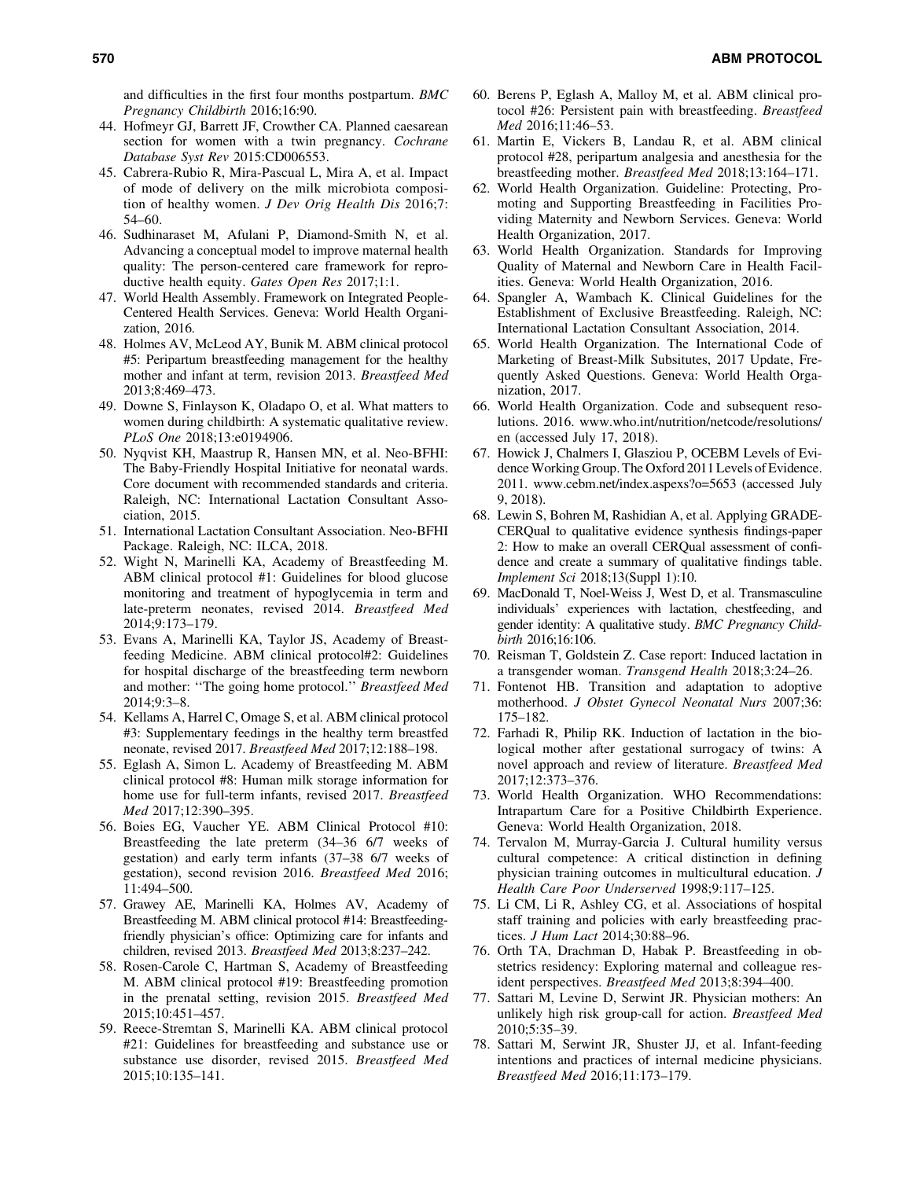and difficulties in the first four months postpartum. *BMC Pregnancy Childbirth* 2016;16:90.

44. Hofmeyr GJ, Barrett JF, Crowther CA. Planned caesarean section for women with a twin pregnancy. *Cochrane Database Syst Rev* 2015:CD006553.
45. Cabrera-Rubio R, Mira-Pascual L, Mira A, et al. Impact of mode of delivery on the milk microbiota composition of healthy women. *J Dev Orig Health Dis* 2016;7: 54–60.
46. Sudhinaraset M, Afulani P, Diamond-Smith N, et al. Advancing a conceptual model to improve maternal health quality: The person-centered care framework for reproductive health equity. *Gates Open Res* 2017;1:1.
47. World Health Assembly. Framework on Integrated People-Centered Health Services. Geneva: World Health Organization, 2016.
48. Holmes AV, McLeod AY, Bunik M. ABM clinical protocol #5: Peripartum breastfeeding management for the healthy mother and infant at term, revision 2013. *Breastfeed Med* 2013;8:469–473.
49. Downe S, Finlayson K, Oladapo O, et al. What matters to women during childbirth: A systematic qualitative review. *PLoS One* 2018;13:e0194906.
50. Nyqvist KH, Maastrup R, Hansen MN, et al. Neo-BFHI: The Baby-Friendly Hospital Initiative for neonatal wards. Core document with recommended standards and criteria. Raleigh, NC: International Lactation Consultant Association, 2015.
51. International Lactation Consultant Association. Neo-BFHI Package. Raleigh, NC: ILCA, 2018.
52. Wight N, Marinelli KA, Academy of Breastfeeding M. ABM clinical protocol #1: Guidelines for blood glucose monitoring and treatment of hypoglycemia in term and late-preterm neonates, revised 2014. *Breastfeed Med* 2014;9:173–179.
53. Evans A, Marinelli KA, Taylor JS, Academy of Breastfeeding Medicine. ABM clinical protocol#2: Guidelines for hospital discharge of the breastfeeding term newborn and mother: ''The going home protocol.'' *Breastfeed Med* 2014;9:3–8.
54. Kellams A, Harrel C, Omage S, et al. ABM clinical protocol #3: Supplementary feedings in the healthy term breastfed neonate, revised 2017. *Breastfeed Med* 2017;12:188–198.
55. Eglash A, Simon L. Academy of Breastfeeding M. ABM clinical protocol #8: Human milk storage information for home use for full-term infants, revised 2017. *Breastfeed Med* 2017;12:390–395.
56. Boies EG, Vaucher YE. ABM Clinical Protocol #10: Breastfeeding the late preterm (34–36 6/7 weeks of gestation) and early term infants (37–38 6/7 weeks of gestation), second revision 2016. *Breastfeed Med* 2016; 11:494–500.
57. Grawey AE, Marinelli KA, Holmes AV, Academy of Breastfeeding M. ABM clinical protocol #14: Breastfeeding-friendly physician's office: Optimizing care for infants and children, revised 2013. *Breastfeed Med* 2013;8:237–242.
58. Rosen-Carole C, Hartman S, Academy of Breastfeeding M. ABM clinical protocol #19: Breastfeeding promotion in the prenatal setting, revision 2015. *Breastfeed Med* 2015;10:451–457.
59. Reece-Stremtan S, Marinelli KA. ABM clinical protocol #21: Guidelines for breastfeeding and substance use or substance use disorder, revised 2015. *Breastfeed Med* 2015;10:135–141.
60. Berens P, Eglash A, Malloy M, et al. ABM clinical protocol #26: Persistent pain with breastfeeding. *Breastfeed Med* 2016;11:46–53.
61. Martin E, Vickers B, Landau R, et al. ABM clinical protocol #28, peripartum analgesia and anesthesia for the breastfeeding mother. *Breastfeed Med* 2018;13:164–171.
62. World Health Organization. Guideline: Protecting, Promoting and Supporting Breastfeeding in Facilities Providing Maternity and Newborn Services. Geneva: World Health Organization, 2017.
63. World Health Organization. Standards for Improving Quality of Maternal and Newborn Care in Health Facilities. Geneva: World Health Organization, 2016.
64. Spangler A, Wambach K. Clinical Guidelines for the Establishment of Exclusive Breastfeeding. Raleigh, NC: International Lactation Consultant Association, 2014.
65. World Health Organization. The International Code of Marketing of Breast-Milk Subsitutes, 2017 Update, Frequently Asked Questions. Geneva: World Health Organization, 2017.
66. World Health Organization. Code and subsequent resolutions. 2016. www.who.int/nutrition/netcode/resolutions/en (accessed July 17, 2018).
67. Howick J, Chalmers I, Glasziou P, OCEBM Levels of Evidence Working Group. The Oxford 2011 Levels of Evidence. 2011. www.cebm.net/index.aspexs?o=5653 (accessed July 9, 2018).
68. Lewin S, Bohren M, Rashidian A, et al. Applying GRADE-CERQual to qualitative evidence synthesis findings-paper 2: How to make an overall CERQual assessment of confidence and create a summary of qualitative findings table. *Implement Sci* 2018;13(Suppl 1):10.
69. MacDonald T, Noel-Weiss J, West D, et al. Transmasculine individuals' experiences with lactation, chestfeeding, and gender identity: A qualitative study. *BMC Pregnancy Childbirth* 2016;16:106.
70. Reisman T, Goldstein Z. Case report: Induced lactation in a transgender woman. *Transgend Health* 2018;3:24–26.
71. Fontenot HB. Transition and adaptation to adoptive motherhood. *J Obstet Gynecol Neonatal Nurs* 2007;36: 175–182.
72. Farhadi R, Philip RK. Induction of lactation in the biological mother after gestational surrogacy of twins: A novel approach and review of literature. *Breastfeed Med* 2017;12:373–376.
73. World Health Organization. WHO Recommendations: Intrapartum Care for a Positive Childbirth Experience. Geneva: World Health Organization, 2018.
74. Tervalon M, Murray-Garcia J. Cultural humility versus cultural competence: A critical distinction in defining physician training outcomes in multicultural education. *J Health Care Poor Underserved* 1998;9:117–125.
75. Li CM, Li R, Ashley CG, et al. Associations of hospital staff training and policies with early breastfeeding practices. *J Hum Lact* 2014;30:88–96.
76. Orth TA, Drachman D, Habak P. Breastfeeding in obstetrics residency: Exploring maternal and colleague resident perspectives. *Breastfeed Med* 2013;8:394–400.
77. Sattari M, Levine D, Serwint JR. Physician mothers: An unlikely high risk group-call for action. *Breastfeed Med* 2010;5:35–39.
78. Sattari M, Serwint JR, Shuster JJ, et al. Infant-feeding intentions and practices of internal medicine physicians. *Breastfeed Med* 2016;11:173–179.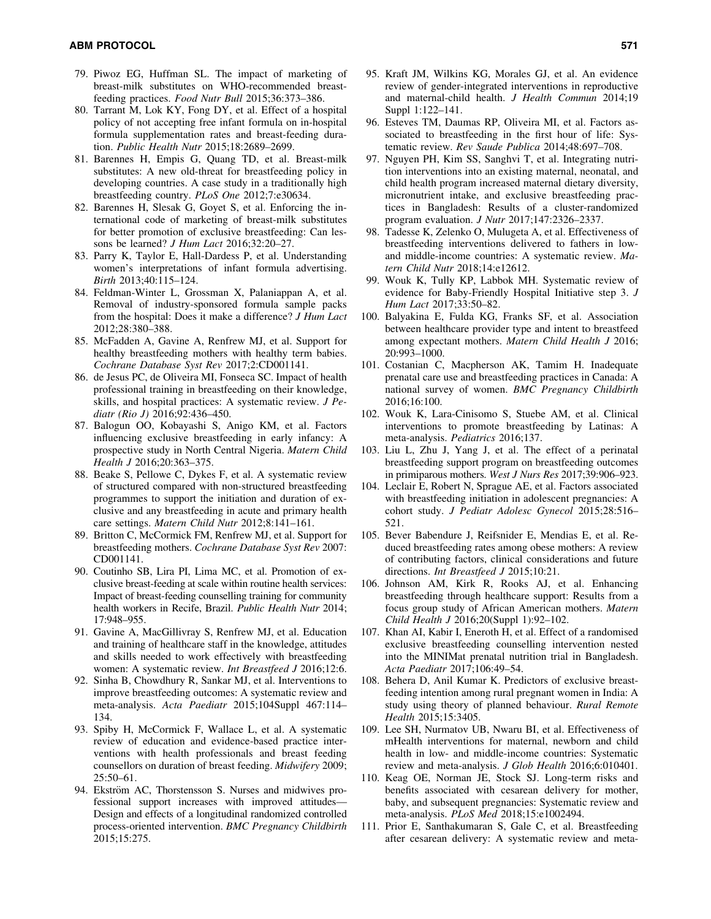79. Piwoz EG, Huffman SL. The impact of marketing of breast-milk substitutes on WHO-recommended breastfeeding practices. *Food Nutr Bull* 2015;36:373–386.
80. Tarrant M, Lok KY, Fong DY, et al. Effect of a hospital policy of not accepting free infant formula on in-hospital formula supplementation rates and breast-feeding duration. *Public Health Nutr* 2015;18:2689–2699.
81. Barennes H, Empis G, Quang TD, et al. Breast-milk substitutes: A new old-threat for breastfeeding policy in developing countries. A case study in a traditionally high breastfeeding country. *PLoS One* 2012;7:e30634.
82. Barennes H, Slesak G, Goyet S, et al. Enforcing the international code of marketing of breast-milk substitutes for better promotion of exclusive breastfeeding: Can lessons be learned? *J Hum Lact* 2016;32:20–27.
83. Parry K, Taylor E, Hall-Dardess P, et al. Understanding women's interpretations of infant formula advertising. *Birth* 2013;40:115–124.
84. Feldman-Winter L, Grossman X, Palaniappan A, et al. Removal of industry-sponsored formula sample packs from the hospital: Does it make a difference? *J Hum Lact* 2012;28:380–388.
85. McFadden A, Gavine A, Renfrew MJ, et al. Support for healthy breastfeeding mothers with healthy term babies. *Cochrane Database Syst Rev* 2017;2:CD001141.
86. de Jesus PC, de Oliveira MI, Fonseca SC. Impact of health professional training in breastfeeding on their knowledge, skills, and hospital practices: A systematic review. *J Pediatr (Rio J)* 2016;92:436–450.
87. Balogun OO, Kobayashi S, Anigo KM, et al. Factors influencing exclusive breastfeeding in early infancy: A prospective study in North Central Nigeria. *Matern Child Health J* 2016;20:363–375.
88. Beake S, Pellowe C, Dykes F, et al. A systematic review of structured compared with non-structured breastfeeding programmes to support the initiation and duration of exclusive and any breastfeeding in acute and primary health care settings. *Matern Child Nutr* 2012;8:141–161.
89. Britton C, McCormick FM, Renfrew MJ, et al. Support for breastfeeding mothers. *Cochrane Database Syst Rev* 2007: CD001141.
90. Coutinho SB, Lira PI, Lima MC, et al. Promotion of exclusive breast-feeding at scale within routine health services: Impact of breast-feeding counselling training for community health workers in Recife, Brazil. *Public Health Nutr* 2014; 17:948–955.
91. Gavine A, MacGillivray S, Renfrew MJ, et al. Education and training of healthcare staff in the knowledge, attitudes and skills needed to work effectively with breastfeeding women: A systematic review. *Int Breastfeed J* 2016;12:6.
92. Sinha B, Chowdhury R, Sankar MJ, et al. Interventions to improve breastfeeding outcomes: A systematic review and meta-analysis. *Acta Paediatr* 2015;104Suppl 467:114–134.
93. Spiby H, McCormick F, Wallace L, et al. A systematic review of education and evidence-based practice interventions with health professionals and breast feeding counsellors on duration of breast feeding. *Midwifery* 2009; 25:50–61.
94. Ekström AC, Thorstensson S. Nurses and midwives professional support increases with improved attitudes—Design and effects of a longitudinal randomized controlled process-oriented intervention. *BMC Pregnancy Childbirth* 2015;15:275.
95. Kraft JM, Wilkins KG, Morales GJ, et al. An evidence review of gender-integrated interventions in reproductive and maternal-child health. *J Health Commun* 2014;19 Suppl 1:122–141.
96. Esteves TM, Daumas RP, Oliveira MI, et al. Factors associated to breastfeeding in the first hour of life: Systematic review. *Rev Saude Publica* 2014;48:697–708.
97. Nguyen PH, Kim SS, Sanghvi T, et al. Integrating nutrition interventions into an existing maternal, neonatal, and child health program increased maternal dietary diversity, micronutrient intake, and exclusive breastfeeding practices in Bangladesh: Results of a cluster-randomized program evaluation. *J Nutr* 2017;147:2326–2337.
98. Tadesse K, Zelenko O, Mulugeta A, et al. Effectiveness of breastfeeding interventions delivered to fathers in low- and middle-income countries: A systematic review. *Matern Child Nutr* 2018;14:e12612.
99. Wouk K, Tully KP, Labbok MH. Systematic review of evidence for Baby-Friendly Hospital Initiative step 3. *J Hum Lact* 2017;33:50–82.
100. Balyakina E, Fulda KG, Franks SF, et al. Association between healthcare provider type and intent to breastfeed among expectant mothers. *Matern Child Health J* 2016; 20:993–1000.
101. Costanian C, Macpherson AK, Tamim H. Inadequate prenatal care use and breastfeeding practices in Canada: A national survey of women. *BMC Pregnancy Childbirth* 2016;16:100.
102. Wouk K, Lara-Cinisomo S, Stuebe AM, et al. Clinical interventions to promote breastfeeding by Latinas: A meta-analysis. *Pediatrics* 2016;137.
103. Liu L, Zhu J, Yang J, et al. The effect of a perinatal breastfeeding support program on breastfeeding outcomes in primiparous mothers. *West J Nurs Res* 2017;39:906–923.
104. Leclair E, Robert N, Sprague AE, et al. Factors associated with breastfeeding initiation in adolescent pregnancies: A cohort study. *J Pediatr Adolesc Gynecol* 2015;28:516–521.
105. Bever Babendure J, Reifsnider E, Mendias E, et al. Reduced breastfeeding rates among obese mothers: A review of contributing factors, clinical considerations and future directions. *Int Breastfeed J* 2015;10:21.
106. Johnson AM, Kirk R, Rooks AJ, et al. Enhancing breastfeeding through healthcare support: Results from a focus group study of African American mothers. *Matern Child Health J* 2016;20(Suppl 1):92–102.
107. Khan AI, Kabir I, Eneroth H, et al. Effect of a randomised exclusive breastfeeding counselling intervention nested into the MINIMat prenatal nutrition trial in Bangladesh. *Acta Paediatr* 2017;106:49–54.
108. Behera D, Anil Kumar K. Predictors of exclusive breastfeeding intention among rural pregnant women in India: A study using theory of planned behaviour. *Rural Remote Health* 2015;15:3405.
109. Lee SH, Nurmatov UB, Nwaru BI, et al. Effectiveness of mHealth interventions for maternal, newborn and child health in low- and middle-income countries: Systematic review and meta-analysis. *J Glob Health* 2016;6:010401.
110. Keag OE, Norman JE, Stock SJ. Long-term risks and benefits associated with cesarean delivery for mother, baby, and subsequent pregnancies: Systematic review and meta-analysis. *PLoS Med* 2018;15:e1002494.
111. Prior E, Santhakumaran S, Gale C, et al. Breastfeeding after cesarean delivery: A systematic review and meta-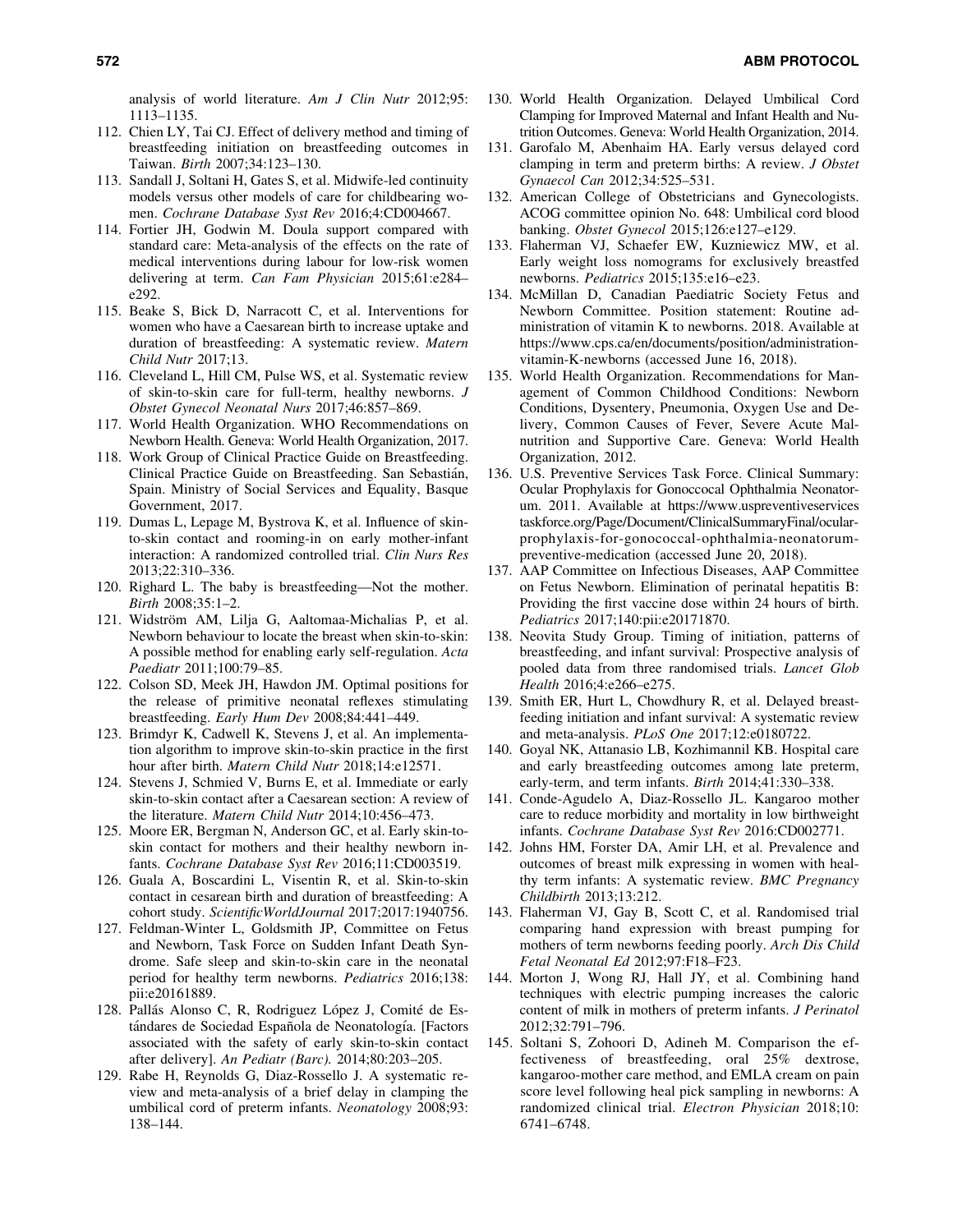analysis of world literature. *Am J Clin Nutr* 2012;95: 1113–1135.

112. Chien LY, Tai CJ. Effect of delivery method and timing of breastfeeding initiation on breastfeeding outcomes in Taiwan. *Birth* 2007;34:123–130.
113. Sandall J, Soltani H, Gates S, et al. Midwife-led continuity models versus other models of care for childbearing women. *Cochrane Database Syst Rev* 2016;4:CD004667.
114. Fortier JH, Godwin M. Doula support compared with standard care: Meta-analysis of the effects on the rate of medical interventions during labour for low-risk women delivering at term. *Can Fam Physician* 2015;61:e284–e292.
115. Beake S, Bick D, Narracott C, et al. Interventions for women who have a Caesarean birth to increase uptake and duration of breastfeeding: A systematic review. *Matern Child Nutr* 2017;13.
116. Cleveland L, Hill CM, Pulse WS, et al. Systematic review of skin-to-skin care for full-term, healthy newborns. *J Obstet Gynecol Neonatal Nurs* 2017;46:857–869.
117. World Health Organization. WHO Recommendations on Newborn Health. Geneva: World Health Organization, 2017.
118. Work Group of Clinical Practice Guide on Breastfeeding. Clinical Practice Guide on Breastfeeding. San Sebastián, Spain. Ministry of Social Services and Equality, Basque Government, 2017.
119. Dumas L, Lepage M, Bystrova K, et al. Influence of skin-to-skin contact and rooming-in on early mother-infant interaction: A randomized controlled trial. *Clin Nurs Res* 2013;22:310–336.
120. Righard L. The baby is breastfeeding—Not the mother. *Birth* 2008;35:1–2.
121. Widström AM, Lilja G, Aaltomaa-Michalias P, et al. Newborn behaviour to locate the breast when skin-to-skin: A possible method for enabling early self-regulation. *Acta Paediatr* 2011;100:79–85.
122. Colson SD, Meek JH, Hawdon JM. Optimal positions for the release of primitive neonatal reflexes stimulating breastfeeding. *Early Hum Dev* 2008;84:441–449.
123. Brimdyr K, Cadwell K, Stevens J, et al. An implementation algorithm to improve skin-to-skin practice in the first hour after birth. *Matern Child Nutr* 2018;14:e12571.
124. Stevens J, Schmied V, Burns E, et al. Immediate or early skin-to-skin contact after a Caesarean section: A review of the literature. *Matern Child Nutr* 2014;10:456–473.
125. Moore ER, Bergman N, Anderson GC, et al. Early skin-to-skin contact for mothers and their healthy newborn infants. *Cochrane Database Syst Rev* 2016;11:CD003519.
126. Guala A, Boscardini L, Visentin R, et al. Skin-to-skin contact in cesarean birth and duration of breastfeeding: A cohort study. *ScientificWorldJournal* 2017;2017:1940756.
127. Feldman-Winter L, Goldsmith JP, Committee on Fetus and Newborn, Task Force on Sudden Infant Death Syndrome. Safe sleep and skin-to-skin care in the neonatal period for healthy term newborns. *Pediatrics* 2016;138: pii:e20161889.
128. Pallás Alonso C, R, Rodriguez López J, Comité de Estándares de Sociedad Española de Neonatología. [Factors associated with the safety of early skin-to-skin contact after delivery]. *An Pediatr (Barc).* 2014;80:203–205.
129. Rabe H, Reynolds G, Diaz-Rossello J. A systematic review and meta-analysis of a brief delay in clamping the umbilical cord of preterm infants. *Neonatology* 2008;93: 138–144.
130. World Health Organization. Delayed Umbilical Cord Clamping for Improved Maternal and Infant Health and Nutrition Outcomes. Geneva: World Health Organization, 2014.
131. Garofalo M, Abenhaim HA. Early versus delayed cord clamping in term and preterm births: A review. *J Obstet Gynaecol Can* 2012;34:525–531.
132. American College of Obstetricians and Gynecologists. ACOG committee opinion No. 648: Umbilical cord blood banking. *Obstet Gynecol* 2015;126:e127–e129.
133. Flaherman VJ, Schaefer EW, Kuzniewicz MW, et al. Early weight loss nomograms for exclusively breastfed newborns. *Pediatrics* 2015;135:e16–e23.
134. McMillan D, Canadian Paediatric Society Fetus and Newborn Committee. Position statement: Routine administration of vitamin K to newborns. 2018. Available at https://www.cps.ca/en/documents/position/administration-vitamin-K-newborns (accessed June 16, 2018).
135. World Health Organization. Recommendations for Management of Common Childhood Conditions: Newborn Conditions, Dysentery, Pneumonia, Oxygen Use and Delivery, Common Causes of Fever, Severe Acute Malnutrition and Supportive Care. Geneva: World Health Organization, 2012.
136. U.S. Preventive Services Task Force. Clinical Summary: Ocular Prophylaxis for Gonoccocal Ophthalmia Neonatorum. 2011. Available at https://www.uspreventiveservicestaskforce.org/Page/Document/ClinicalSummaryFinal/ocular-prophylaxis-for-gonococcal-ophthalmia-neonatorum-preventive-medication (accessed June 20, 2018).
137. AAP Committee on Infectious Diseases, AAP Committee on Fetus Newborn. Elimination of perinatal hepatitis B: Providing the first vaccine dose within 24 hours of birth. *Pediatrics* 2017;140:pii:e20171870.
138. Neovita Study Group. Timing of initiation, patterns of breastfeeding, and infant survival: Prospective analysis of pooled data from three randomised trials. *Lancet Glob Health* 2016;4:e266–e275.
139. Smith ER, Hurt L, Chowdhury R, et al. Delayed breastfeeding initiation and infant survival: A systematic review and meta-analysis. *PLoS One* 2017;12:e0180722.
140. Goyal NK, Attanasio LB, Kozhimannil KB. Hospital care and early breastfeeding outcomes among late preterm, early-term, and term infants. *Birth* 2014;41:330–338.
141. Conde-Agudelo A, Diaz-Rossello JL. Kangaroo mother care to reduce morbidity and mortality in low birthweight infants. *Cochrane Database Syst Rev* 2016:CD002771.
142. Johns HM, Forster DA, Amir LH, et al. Prevalence and outcomes of breast milk expressing in women with healthy term infants: A systematic review. *BMC Pregnancy Childbirth* 2013;13:212.
143. Flaherman VJ, Gay B, Scott C, et al. Randomised trial comparing hand expression with breast pumping for mothers of term newborns feeding poorly. *Arch Dis Child Fetal Neonatal Ed* 2012;97:F18–F23.
144. Morton J, Wong RJ, Hall JY, et al. Combining hand techniques with electric pumping increases the caloric content of milk in mothers of preterm infants. *J Perinatol* 2012;32:791–796.
145. Soltani S, Zohoori D, Adineh M. Comparison the effectiveness of breastfeeding, oral 25% dextrose, kangaroo-mother care method, and EMLA cream on pain score level following heal pick sampling in newborns: A randomized clinical trial. *Electron Physician* 2018;10: 6741–6748.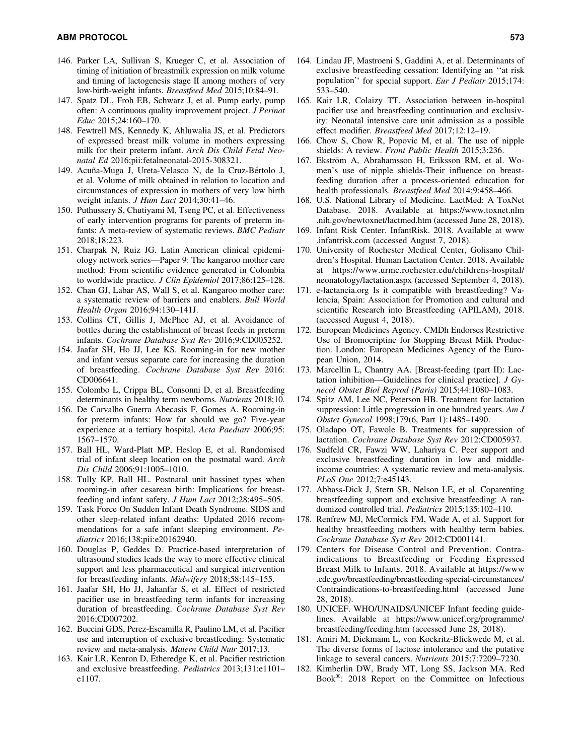146. Parker LA, Sullivan S, Krueger C, et al. Association of timing of initiation of breastmilk expression on milk volume and timing of lactogenesis stage II among mothers of very low-birth-weight infants. *Breastfeed Med* 2015;10:84–91.
147. Spatz DL, Froh EB, Schwarz J, et al. Pump early, pump often: A continuous quality improvement project. *J Perinat Educ* 2015;24:160–170.
148. Fewtrell MS, Kennedy K, Ahluwalia JS, et al. Predictors of expressed breast milk volume in mothers expressing milk for their preterm infant. *Arch Dis Child Fetal Neonatal Ed* 2016;pii:fetalneonatal-2015-308321.
149. Acuña-Muga J, Ureta-Velasco N, de la Cruz-Bértolo J, et al. Volume of milk obtained in relation to location and circumstances of expression in mothers of very low birth weight infants. *J Hum Lact* 2014;30:41–46.
150. Puthussery S, Chutiyami M, Tseng PC, et al. Effectiveness of early intervention programs for parents of preterm infants: A meta-review of systematic reviews. *BMC Pediatr* 2018;18:223.
151. Charpak N, Ruiz JG. Latin American clinical epidemiology network series—Paper 9: The kangaroo mother care method: From scientific evidence generated in Colombia to worldwide practice. *J Clin Epidemiol* 2017;86:125–128.
152. Chan GJ, Labar AS, Wall S, et al. Kangaroo mother care: a systematic review of barriers and enablers. *Bull World Health Organ* 2016;94:130–141J.
153. Collins CT, Gillis J, McPhee AJ, et al. Avoidance of bottles during the establishment of breast feeds in preterm infants. *Cochrane Database Syst Rev* 2016;9:CD005252.
154. Jaafar SH, Ho JJ, Lee KS. Rooming-in for new mother and infant versus separate care for increasing the duration of breastfeeding. *Cochrane Database Syst Rev* 2016: CD006641.
155. Colombo L, Crippa BL, Consonni D, et al. Breastfeeding determinants in healthy term newborns. *Nutrients* 2018;10.
156. De Carvalho Guerra Abecasis F, Gomes A. Rooming-in for preterm infants: How far should we go? Five-year experience at a tertiary hospital. *Acta Paediatr* 2006;95: 1567–1570.
157. Ball HL, Ward-Platt MP, Heslop E, et al. Randomised trial of infant sleep location on the postnatal ward. *Arch Dis Child* 2006;91:1005–1010.
158. Tully KP, Ball HL. Postnatal unit bassinet types when rooming-in after cesarean birth: Implications for breastfeeding and infant safety. *J Hum Lact* 2012;28:495–505.
159. Task Force On Sudden Infant Death Syndrome. SIDS and other sleep-related infant deaths: Updated 2016 recommendations for a safe infant sleeping environment. *Pediatrics* 2016;138;pii:e20162940.
160. Douglas P, Geddes D. Practice-based interpretation of ultrasound studies leads the way to more effective clinical support and less pharmaceutical and surgical intervention for breastfeeding infants. *Midwifery* 2018;58:145–155.
161. Jaafar SH, Ho JJ, Jahanfar S, et al. Effect of restricted pacifier use in breastfeeding term infants for increasing duration of breastfeeding. *Cochrane Database Syst Rev* 2016;CD007202.
162. Buccini GDS, Perez-Escamilla R, Paulino LM, et al. Pacifier use and interruption of exclusive breastfeeding: Systematic review and meta-analysis. *Matern Child Nutr* 2017;13.
163. Kair LR, Kenron D, Etheredge K, et al. Pacifier restriction and exclusive breastfeeding. *Pediatrics* 2013;131:e1101–e1107.
164. Lindau JF, Mastroeni S, Gaddini A, et al. Determinants of exclusive breastfeeding cessation: Identifying an ''at risk population'' for special support. *Eur J Pediatr* 2015;174: 533–540.
165. Kair LR, Colaizy TT. Association between in-hospital pacifier use and breastfeeding continuation and exclusivity: Neonatal intensive care unit admission as a possible effect modifier. *Breastfeed Med* 2017;12:12–19.
166. Chow S, Chow R, Popovic M, et al. The use of nipple shields: A review. *Front Public Health* 2015;3:236.
167. Ekström A, Abrahamsson H, Eriksson RM, et al. Women's use of nipple shields-Their influence on breastfeeding duration after a process-oriented education for health professionals. *Breastfeed Med* 2014;9:458–466.
168. U.S. National Library of Medicine. LactMed: A ToxNet Database. 2018. Available at https://www.toxnet.nlm.nih.gov/newtoxnet/lactmed.htm (accessed June 28, 2018).
169. Infant Risk Center. InfantRisk. 2018. Available at www.infantrisk.com (accessed August 7, 2018).
170. University of Rochester Medical Center, Golisano Children's Hospital. Human Lactation Center. 2018. Available at https://www.urmc.rochester.edu/childrens-hospital/neonatology/lactation.aspx (accessed September 4, 2018).
171. e-lactancia.org Is it compatible with breastfeeding? Valencia, Spain: Association for Promotion and cultural and scientific Research into Breastfeeding (APILAM), 2018. (accessed August 4, 2018).
172. European Medicines Agency. CMDh Endorses Restrictive Use of Bromocriptine for Stopping Breast Milk Production. London: European Medicines Agency of the European Union, 2014.
173. Marcellin L, Chantry AA. [Breast-feeding (part II): Lactation inhibition—Guidelines for clinical practice]. *J Gynecol Obstet Biol Reprod (Paris)* 2015;44:1080–1083.
174. Spitz AM, Lee NC, Peterson HB. Treatment for lactation suppression: Little progression in one hundred years. *Am J Obstet Gynecol* 1998;179(6, Part 1):1485–1490.
175. Oladapo OT, Fawole B. Treatments for suppression of lactation. *Cochrane Database Syst Rev* 2012:CD005937.
176. Sudfeld CR, Fawzi WW, Lahariya C. Peer support and exclusive breastfeeding duration in low and middle-income countries: A systematic review and meta-analysis. *PLoS One* 2012;7:e45143.
177. Abbass-Dick J, Stern SB, Nelson LE, et al. Coparenting breastfeeding support and exclusive breastfeeding: A randomized controlled trial. *Pediatrics* 2015;135:102–110.
178. Renfrew MJ, McCormick FM, Wade A, et al. Support for healthy breastfeeding mothers with healthy term babies. *Cochrane Database Syst Rev* 2012:CD001141.
179. Centers for Disease Control and Prevention. Contraindications to Breastfeeding or Feeding Expressed Breast Milk to Infants. 2018. Available at https://www.cdc.gov/breastfeeding/breastfeeding-special-circumstances/Contraindications-to-breastfeeding.html (accessed June 28, 2018).
180. UNICEF. WHO/UNAIDS/UNICEF Infant feeding guidelines. Available at https://www.unicef.org/programme/breastfeeding/feeding.htm (accessed June 28, 2018).
181. Amiri M, Diekmann L, von Kockritz-Blickwede M, et al. The diverse forms of lactose intolerance and the putative linkage to several cancers. *Nutrients* 2015;7:7209–7230.
182. Kimberlin DW, Brady MT, Long SS, Jackson MA. Red Book®: 2018 Report on the Committee on Infectious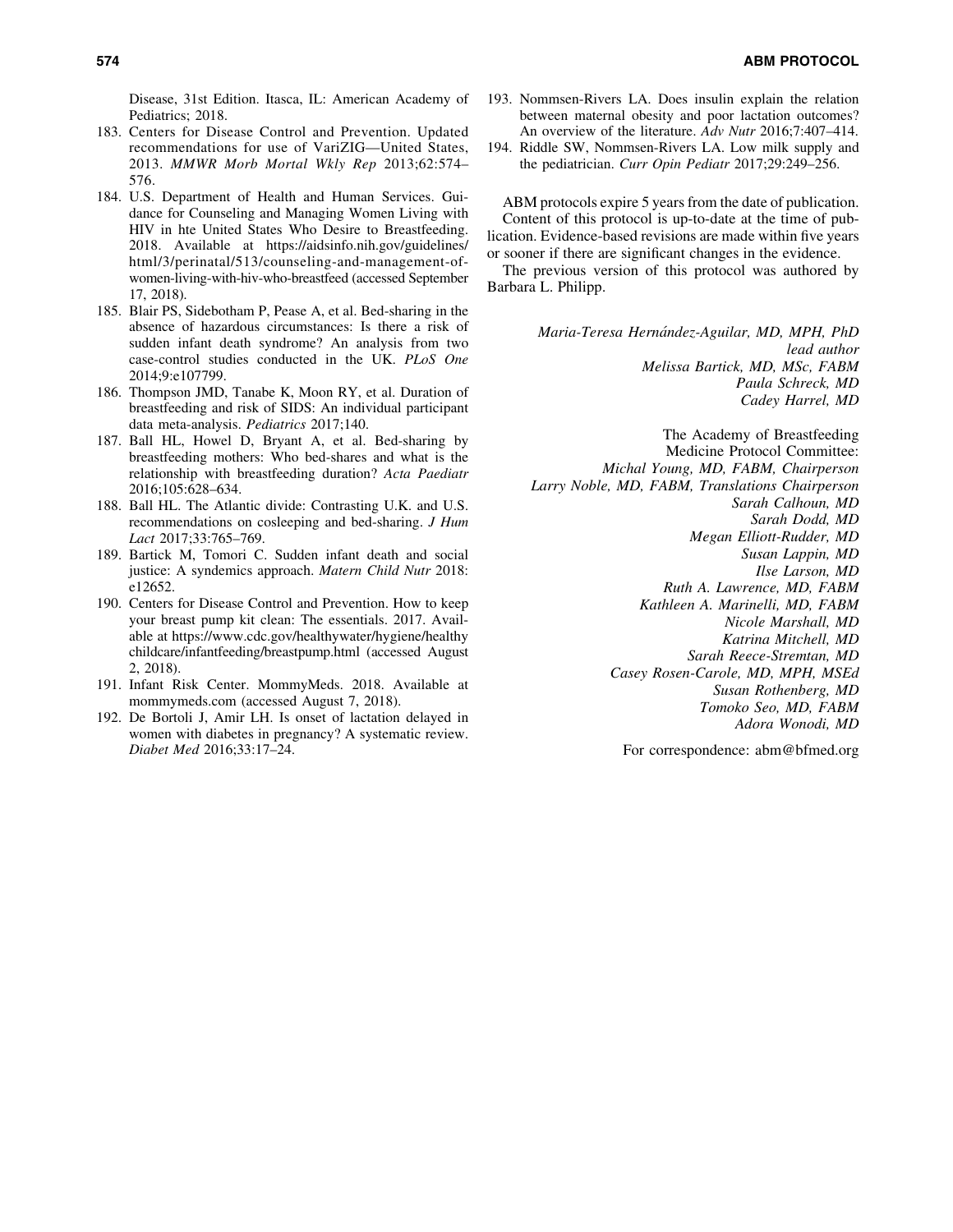Disease, 31st Edition. Itasca, IL: American Academy of Pediatrics; 2018.

183. Centers for Disease Control and Prevention. Updated recommendations for use of VariZIG—United States, 2013. *MMWR Morb Mortal Wkly Rep* 2013;62:574–576.
184. U.S. Department of Health and Human Services. Guidance for Counseling and Managing Women Living with HIV in hte United States Who Desire to Breastfeeding. 2018. Available at https://aidsinfo.nih.gov/guidelines/html/3/perinatal/513/counseling-and-management-of-women-living-with-hiv-who-breastfeed (accessed September 17, 2018).
185. Blair PS, Sidebotham P, Pease A, et al. Bed-sharing in the absence of hazardous circumstances: Is there a risk of sudden infant death syndrome? An analysis from two case-control studies conducted in the UK. *PLoS One* 2014;9:e107799.
186. Thompson JMD, Tanabe K, Moon RY, et al. Duration of breastfeeding and risk of SIDS: An individual participant data meta-analysis. *Pediatrics* 2017;140.
187. Ball HL, Howel D, Bryant A, et al. Bed-sharing by breastfeeding mothers: Who bed-shares and what is the relationship with breastfeeding duration? *Acta Paediatr* 2016;105:628–634.
188. Ball HL. The Atlantic divide: Contrasting U.K. and U.S. recommendations on cosleeping and bed-sharing. *J Hum Lact* 2017;33:765–769.
189. Bartick M, Tomori C. Sudden infant death and social justice: A syndemics approach. *Matern Child Nutr* 2018: e12652.
190. Centers for Disease Control and Prevention. How to keep your breast pump kit clean: The essentials. 2017. Available at https://www.cdc.gov/healthywater/hygiene/healthy childcare/infantfeeding/breastpump.html (accessed August 2, 2018).
191. Infant Risk Center. MommyMeds. 2018. Available at mommymeds.com (accessed August 7, 2018).
192. De Bortoli J, Amir LH. Is onset of lactation delayed in women with diabetes in pregnancy? A systematic review. *Diabet Med* 2016;33:17–24.
193. Nommsen-Rivers LA. Does insulin explain the relation between maternal obesity and poor lactation outcomes? An overview of the literature. *Adv Nutr* 2016;7:407–414.
194. Riddle SW, Nommsen-Rivers LA. Low milk supply and the pediatrician. *Curr Opin Pediatr* 2017;29:249–256.

ABM protocols expire 5 years from the date of publication. Content of this protocol is up-to-date at the time of publication. Evidence-based revisions are made within five years or sooner if there are significant changes in the evidence.

The previous version of this protocol was authored by Barbara L. Philipp.

*Maria-Teresa Hernández-Aguilar, MD, MPH, PhD*
*lead author*
*Melissa Bartick, MD, MSc, FABM*
*Paula Schreck, MD*
*Cadey Harrel, MD*

The Academy of Breastfeeding Medicine Protocol Committee:
*Michal Young, MD, FABM, Chairperson*
*Larry Noble, MD, FABM, Translations Chairperson*
*Sarah Calhoun, MD*
*Sarah Dodd, MD*
*Megan Elliott-Rudder, MD*
*Susan Lappin, MD*
*Ilse Larson, MD*
*Ruth A. Lawrence, MD, FABM*
*Kathleen A. Marinelli, MD, FABM*
*Nicole Marshall, MD*
*Katrina Mitchell, MD*
*Sarah Reece-Stremtan, MD*
*Casey Rosen-Carole, MD, MPH, MSEd*
*Susan Rothenberg, MD*
*Tomoko Seo, MD, FABM*
*Adora Wonodi, MD*

For correspondence: abm@bfmed.org